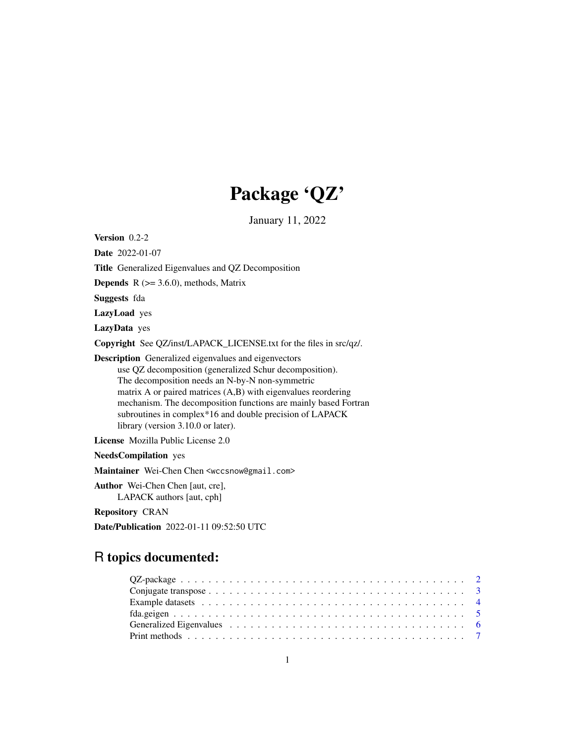# Package 'QZ'

January 11, 2022

**Version** 0.2-2

**Date** 2022-01-07

**Title** Generalized Eigenvalues and QZ Decomposition

**Depends** R (>= 3.6.0), methods, Matrix

**Suggests** fda

**LazyLoad** yes

**LazyData** yes

**Copyright** See QZ/inst/LAPACK_LICENSE.txt for the files in src/qz/.

**Description** Generalized eigenvalues and eigenvectors use QZ decomposition (generalized Schur decomposition). The decomposition needs an N-by-N non-symmetric matrix A or paired matrices (A,B) with eigenvalues reordering mechanism. The decomposition functions are mainly based Fortran subroutines in complex*16 and double precision of LAPACK library (version 3.10.0 or later).

**License** Mozilla Public License 2.0

**NeedsCompilation** yes

**Maintainer** Wei-Chen Chen <wccsnow@gmail.com>

**Author** Wei-Chen Chen [aut, cre], LAPACK authors [aut, cph]

**Repository** CRAN

**Date/Publication** 2022-01-11 09:52:50 UTC

## R topics documented:

| | |
|---|---|
| QZ-package | 2 |
| Conjugate transpose | 3 |
| Example datasets | 4 |
| fda.geigen | 5 |
| Generalized Eigenvalues | 6 |
| Print methods | 7 |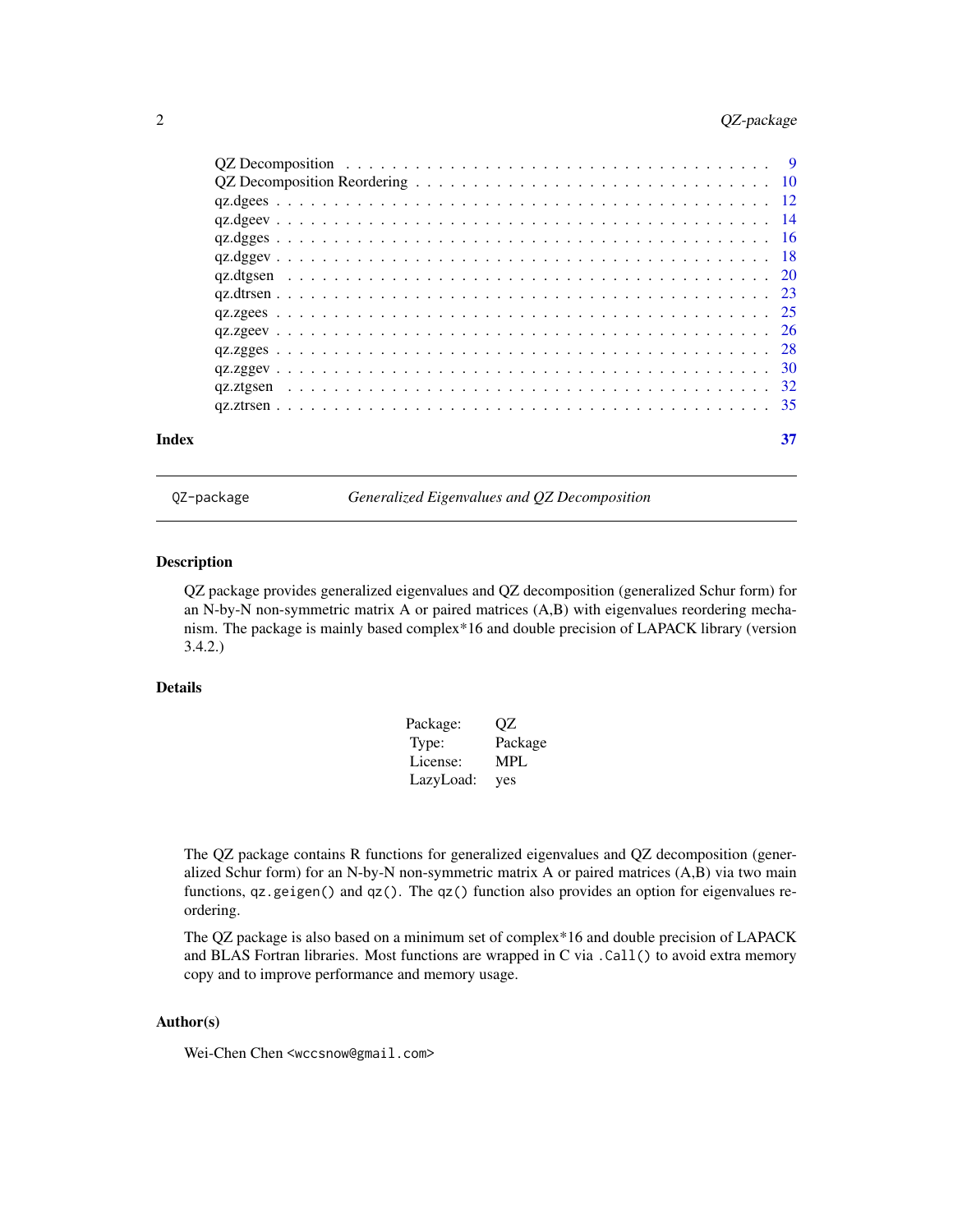QZ Decomposition . . . . . . . . . . . . . . . . . . . . . . . . . . . . . . . . . . . . 9
QZ Decomposition Reordering . . . . . . . . . . . . . . . . . . . . . . . . . . . . . . 10
qz.dgees . . . . . . . . . . . . . . . . . . . . . . . . . . . . . . . . . . . . . . . . . 12
qz.dgeev . . . . . . . . . . . . . . . . . . . . . . . . . . . . . . . . . . . . . . . . . 14
qz.dgges . . . . . . . . . . . . . . . . . . . . . . . . . . . . . . . . . . . . . . . . . 16
qz.dggev . . . . . . . . . . . . . . . . . . . . . . . . . . . . . . . . . . . . . . . . . 18
qz.dtgsen . . . . . . . . . . . . . . . . . . . . . . . . . . . . . . . . . . . . . . . . 20
qz.dtrsen . . . . . . . . . . . . . . . . . . . . . . . . . . . . . . . . . . . . . . . . 23
qz.zgees . . . . . . . . . . . . . . . . . . . . . . . . . . . . . . . . . . . . . . . . . 25
qz.zgeev . . . . . . . . . . . . . . . . . . . . . . . . . . . . . . . . . . . . . . . . . 26
qz.zgges . . . . . . . . . . . . . . . . . . . . . . . . . . . . . . . . . . . . . . . . . 28
qz.zggev . . . . . . . . . . . . . . . . . . . . . . . . . . . . . . . . . . . . . . . . . 30
qz.ztgsen . . . . . . . . . . . . . . . . . . . . . . . . . . . . . . . . . . . . . . . . 32
qz.ztrsen . . . . . . . . . . . . . . . . . . . . . . . . . . . . . . . . . . . . . . . . 35

**Index** **37**

---

`QZ-package` *Generalized Eigenvalues and QZ Decomposition*

---

## Description

QZ package provides generalized eigenvalues and QZ decomposition (generalized Schur form) for an N-by-N non-symmetric matrix A or paired matrices (A,B) with eigenvalues reordering mechanism. The package is mainly based complex*16 and double precision of LAPACK library (version 3.4.2.)

## Details

| | |
|---|---|
| Package: | QZ |
| Type: | Package |
| License: | MPL |
| LazyLoad: | yes |

The QZ package contains R functions for generalized eigenvalues and QZ decomposition (generalized Schur form) for an N-by-N non-symmetric matrix A or paired matrices (A,B) via two main functions, `qz.geigen()` and `qz()`. The `qz()` function also provides an option for eigenvalues reordering.

The QZ package is also based on a minimum set of complex*16 and double precision of LAPACK and BLAS Fortran libraries. Most functions are wrapped in C via `.Call()` to avoid extra memory copy and to improve performance and memory usage.

## Author(s)

Wei-Chen Chen <wccsnow@gmail.com>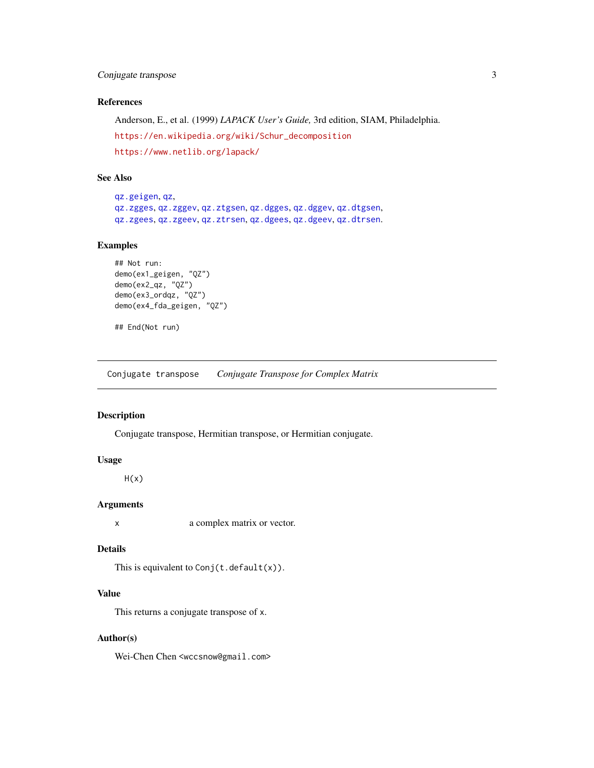### References

Anderson, E., et al. (1999) *LAPACK User's Guide,* 3rd edition, SIAM, Philadelphia.

https://en.wikipedia.org/wiki/Schur_decomposition

https://www.netlib.org/lapack/

### See Also

qz.geigen, qz,
qz.zgges, qz.zggev, qz.ztgsen, qz.dgges, qz.dggev, qz.dtgsen,
qz.zgees, qz.zgeev, qz.ztrsen, qz.dgees, qz.dgeev, qz.dtrsen.

### Examples

```
## Not run:
demo(ex1_geigen, "QZ")
demo(ex2_qz, "QZ")
demo(ex3_ordqz, "QZ")
demo(ex4_fda_geigen, "QZ")

## End(Not run)
```

---

## Conjugate transpose — *Conjugate Transpose for Complex Matrix*

---

### Description

Conjugate transpose, Hermitian transpose, or Hermitian conjugate.

### Usage

```
H(x)
```

### Arguments

| | |
|---|---|
| x | a complex matrix or vector. |

### Details

This is equivalent to `Conj(t.default(x))`.

### Value

This returns a conjugate transpose of `x`.

### Author(s)

Wei-Chen Chen <wccsnow@gmail.com>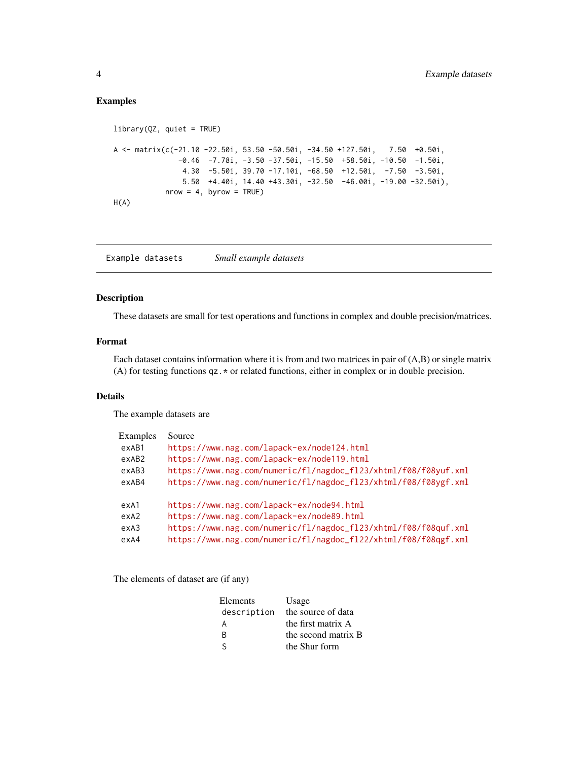### Examples

```
library(QZ, quiet = TRUE)

A <- matrix(c(-21.10 -22.50i, 53.50 -50.50i, -34.50 +127.50i,   7.50  +0.50i,
               -0.46  -7.78i, -3.50 -37.50i, -15.50  +58.50i, -10.50  -1.50i,
                4.30  -5.50i, 39.70 -17.10i, -68.50  +12.50i,  -7.50  -3.50i,
                5.50  +4.40i, 14.40 +43.30i, -32.50  -46.00i, -19.00 -32.50i),
            nrow = 4, byrow = TRUE)
H(A)
```

---

## Example datasets    *Small example datasets*

---

### Description

These datasets are small for test operations and functions in complex and double precision/matrices.

### Format

Each dataset contains information where it is from and two matrices in pair of (A,B) or single matrix (A) for testing functions `qz.*` or related functions, either in complex or in double precision.

### Details

The example datasets are

| Examples | Source |
|---|---|
| exAB1 | https://www.nag.com/lapack-ex/node124.html |
| exAB2 | https://www.nag.com/lapack-ex/node119.html |
| exAB3 | https://www.nag.com/numeric/fl/nagdoc_fl23/xhtml/f08/f08yuf.xml |
| exAB4 | https://www.nag.com/numeric/fl/nagdoc_fl23/xhtml/f08/f08ygf.xml |
| | |
| exA1 | https://www.nag.com/lapack-ex/node94.html |
| exA2 | https://www.nag.com/lapack-ex/node89.html |
| exA3 | https://www.nag.com/numeric/fl/nagdoc_fl23/xhtml/f08/f08quf.xml |
| exA4 | https://www.nag.com/numeric/fl/nagdoc_fl22/xhtml/f08/f08qgf.xml |

The elements of dataset are (if any)

| Elements | Usage |
|---|---|
| description | the source of data |
| A | the first matrix A |
| B | the second matrix B |
| S | the Shur form |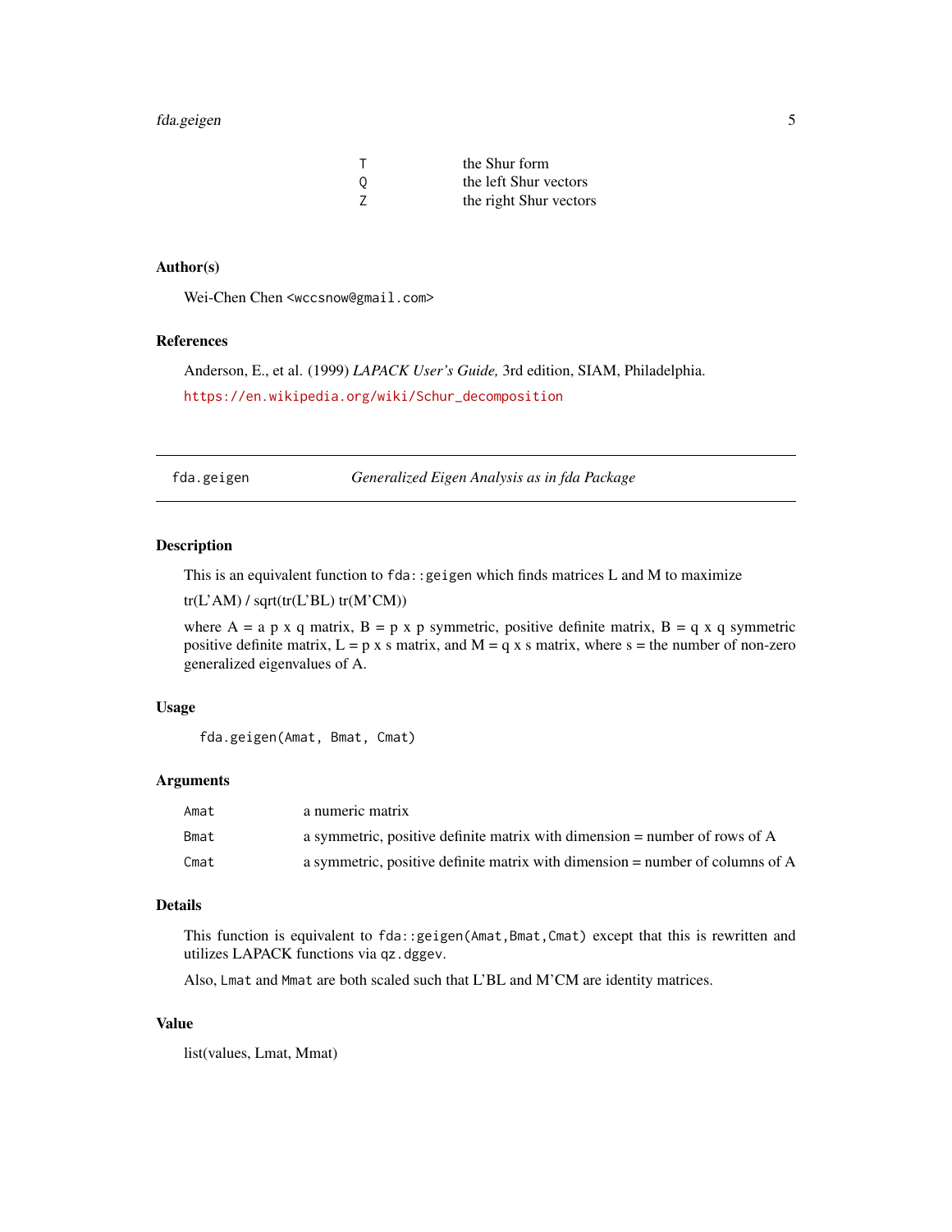| | |
|---|---|
| T | the Shur form |
| Q | the left Shur vectors |
| Z | the right Shur vectors |

### Author(s)

Wei-Chen Chen <wccsnow@gmail.com>

### References

Anderson, E., et al. (1999) *LAPACK User's Guide,* 3rd edition, SIAM, Philadelphia.

https://en.wikipedia.org/wiki/Schur_decomposition

---

## fda.geigen — *Generalized Eigen Analysis as in fda Package*

### Description

This is an equivalent function to `fda::geigen` which finds matrices L and M to maximize

tr(L'AM) / sqrt(tr(L'BL) tr(M'CM))

where A = a p x q matrix, B = p x p symmetric, positive definite matrix, B = q x q symmetric positive definite matrix, L = p x s matrix, and M = q x s matrix, where s = the number of non-zero generalized eigenvalues of A.

### Usage

```
fda.geigen(Amat, Bmat, Cmat)
```

### Arguments

| | |
|---|---|
| `Amat` | a numeric matrix |
| `Bmat` | a symmetric, positive definite matrix with dimension = number of rows of A |
| `Cmat` | a symmetric, positive definite matrix with dimension = number of columns of A |

### Details

This function is equivalent to `fda::geigen(Amat,Bmat,Cmat)` except that this is rewritten and utilizes LAPACK functions via `qz.dggev`.

Also, `Lmat` and `Mmat` are both scaled such that L'BL and M'CM are identity matrices.

### Value

list(values, Lmat, Mmat)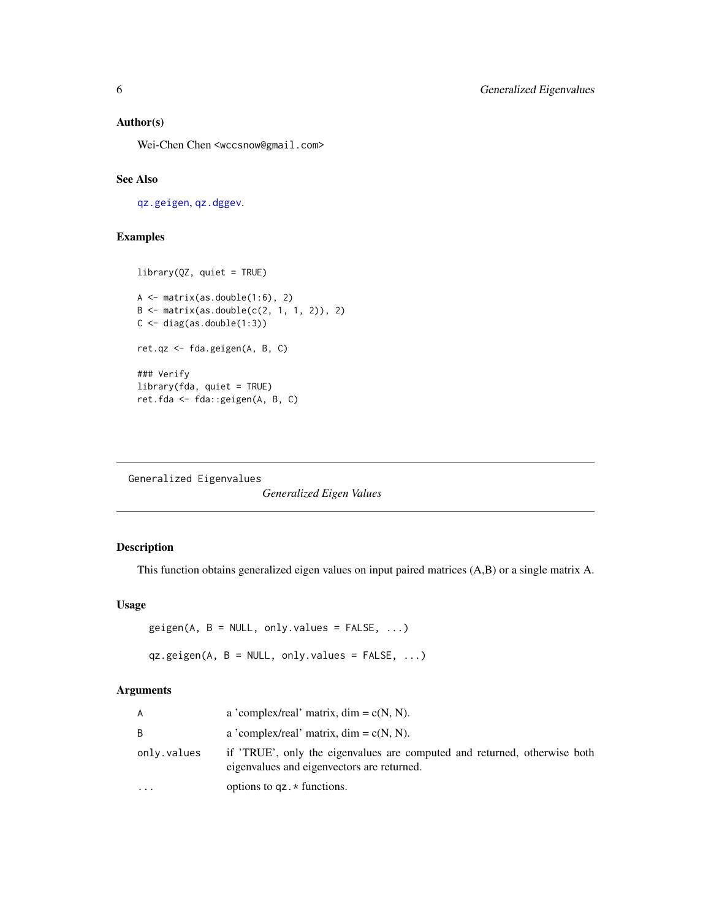### Author(s)

Wei-Chen Chen <wccsnow@gmail.com>

### See Also

qz.geigen, qz.dggev.

### Examples

```
library(QZ, quiet = TRUE)

A <- matrix(as.double(1:6), 2)
B <- matrix(as.double(c(2, 1, 1, 2)), 2)
C <- diag(as.double(1:3))

ret.qz <- fda.geigen(A, B, C)

### Verify
library(fda, quiet = TRUE)
ret.fda <- fda::geigen(A, B, C)
```

---

## Generalized Eigenvalues

*Generalized Eigen Values*

---

### Description

This function obtains generalized eigen values on input paired matrices (A,B) or a single matrix A.

### Usage

```
geigen(A, B = NULL, only.values = FALSE, ...)

qz.geigen(A, B = NULL, only.values = FALSE, ...)
```

### Arguments

| | |
|---|---|
| A | a 'complex/real' matrix, dim = c(N, N). |
| B | a 'complex/real' matrix, dim = c(N, N). |
| only.values | if 'TRUE', only the eigenvalues are computed and returned, otherwise both eigenvalues and eigenvectors are returned. |
| ... | options to qz.* functions. |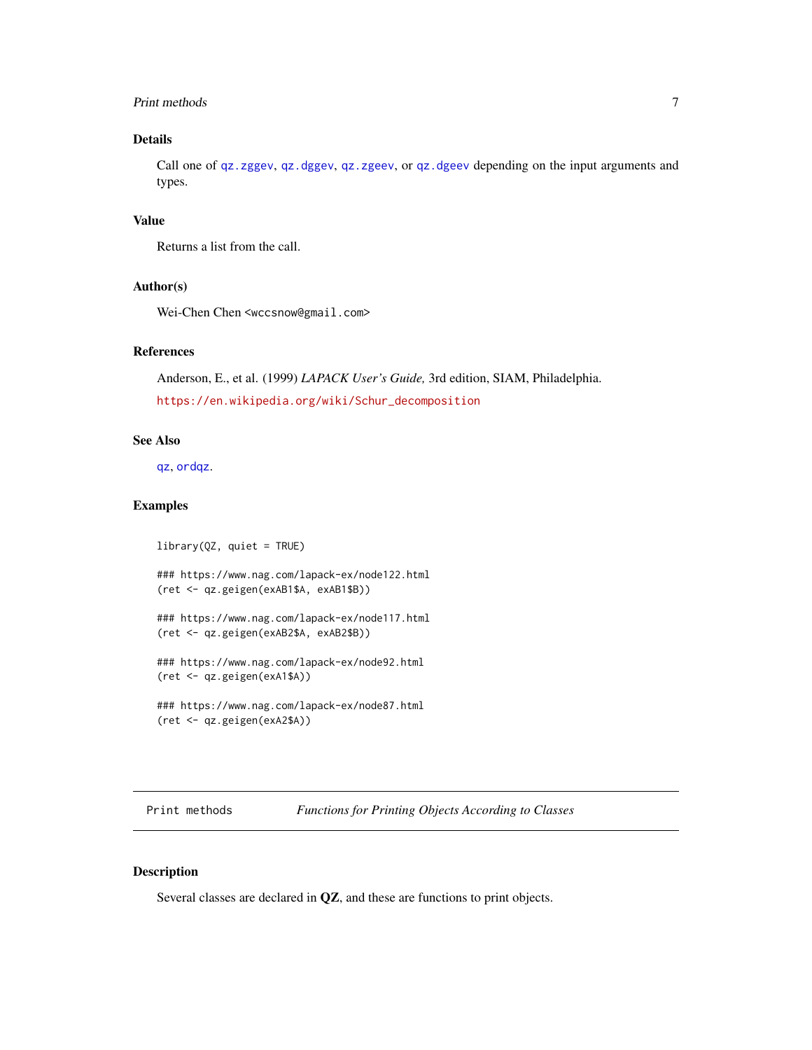## Details

Call one of `qz.zggev`, `qz.dggev`, `qz.zgeev`, or `qz.dgeev` depending on the input arguments and types.

## Value

Returns a list from the call.

## Author(s)

Wei-Chen Chen <wccsnow@gmail.com>

## References

Anderson, E., et al. (1999) *LAPACK User's Guide,* 3rd edition, SIAM, Philadelphia.

https://en.wikipedia.org/wiki/Schur_decomposition

## See Also

`qz`, `ordqz`.

## Examples

```
library(QZ, quiet = TRUE)

### https://www.nag.com/lapack-ex/node122.html
(ret <- qz.geigen(exAB1$A, exAB1$B))

### https://www.nag.com/lapack-ex/node117.html
(ret <- qz.geigen(exAB2$A, exAB2$B))

### https://www.nag.com/lapack-ex/node92.html
(ret <- qz.geigen(exA1$A))

### https://www.nag.com/lapack-ex/node87.html
(ret <- qz.geigen(exA2$A))
```

---

# Print methods — *Functions for Printing Objects According to Classes*

## Description

Several classes are declared in **QZ**, and these are functions to print objects.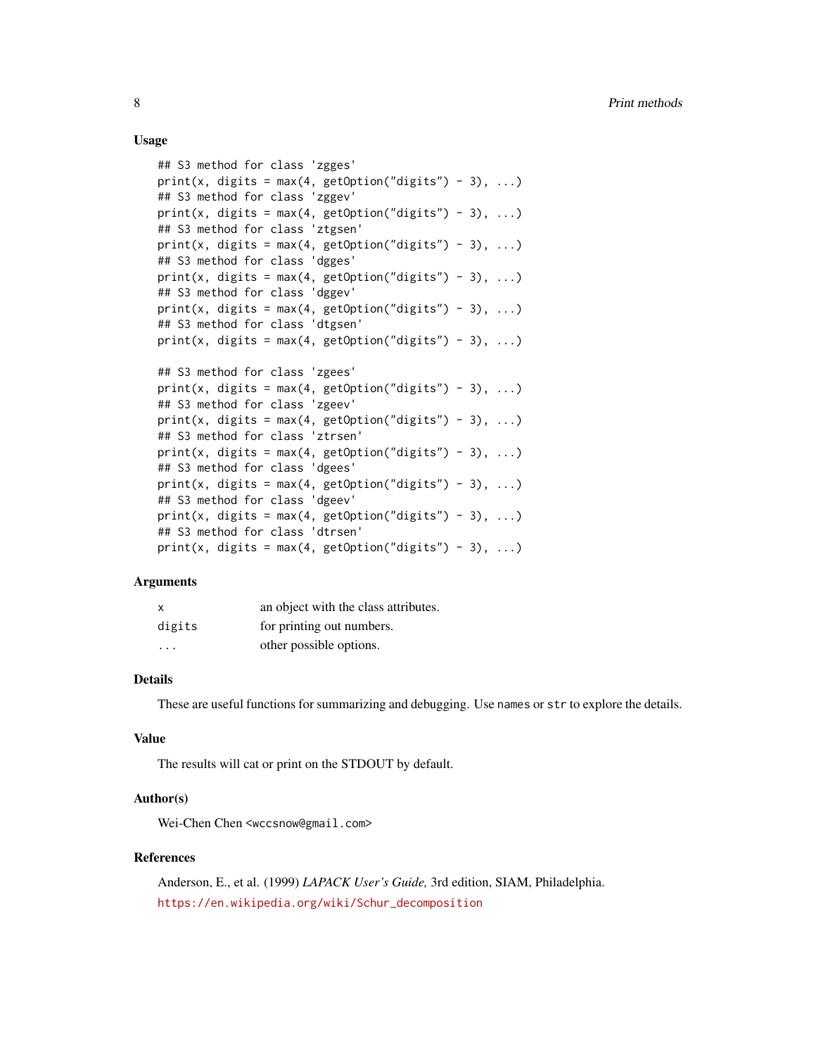### Usage

```
## S3 method for class 'zgges'
print(x, digits = max(4, getOption("digits") - 3), ...)
## S3 method for class 'zggev'
print(x, digits = max(4, getOption("digits") - 3), ...)
## S3 method for class 'ztgsen'
print(x, digits = max(4, getOption("digits") - 3), ...)
## S3 method for class 'dgges'
print(x, digits = max(4, getOption("digits") - 3), ...)
## S3 method for class 'dggev'
print(x, digits = max(4, getOption("digits") - 3), ...)
## S3 method for class 'dtgsen'
print(x, digits = max(4, getOption("digits") - 3), ...)

## S3 method for class 'zgees'
print(x, digits = max(4, getOption("digits") - 3), ...)
## S3 method for class 'zgeev'
print(x, digits = max(4, getOption("digits") - 3), ...)
## S3 method for class 'ztrsen'
print(x, digits = max(4, getOption("digits") - 3), ...)
## S3 method for class 'dgees'
print(x, digits = max(4, getOption("digits") - 3), ...)
## S3 method for class 'dgeev'
print(x, digits = max(4, getOption("digits") - 3), ...)
## S3 method for class 'dtrsen'
print(x, digits = max(4, getOption("digits") - 3), ...)
```

### Arguments

| | |
|---|---|
| `x` | an object with the class attributes. |
| `digits` | for printing out numbers. |
| `...` | other possible options. |

### Details

These are useful functions for summarizing and debugging. Use `names` or `str` to explore the details.

### Value

The results will cat or print on the STDOUT by default.

### Author(s)

Wei-Chen Chen <wccsnow@gmail.com>

### References

Anderson, E., et al. (1999) *LAPACK User's Guide,* 3rd edition, SIAM, Philadelphia.

https://en.wikipedia.org/wiki/Schur_decomposition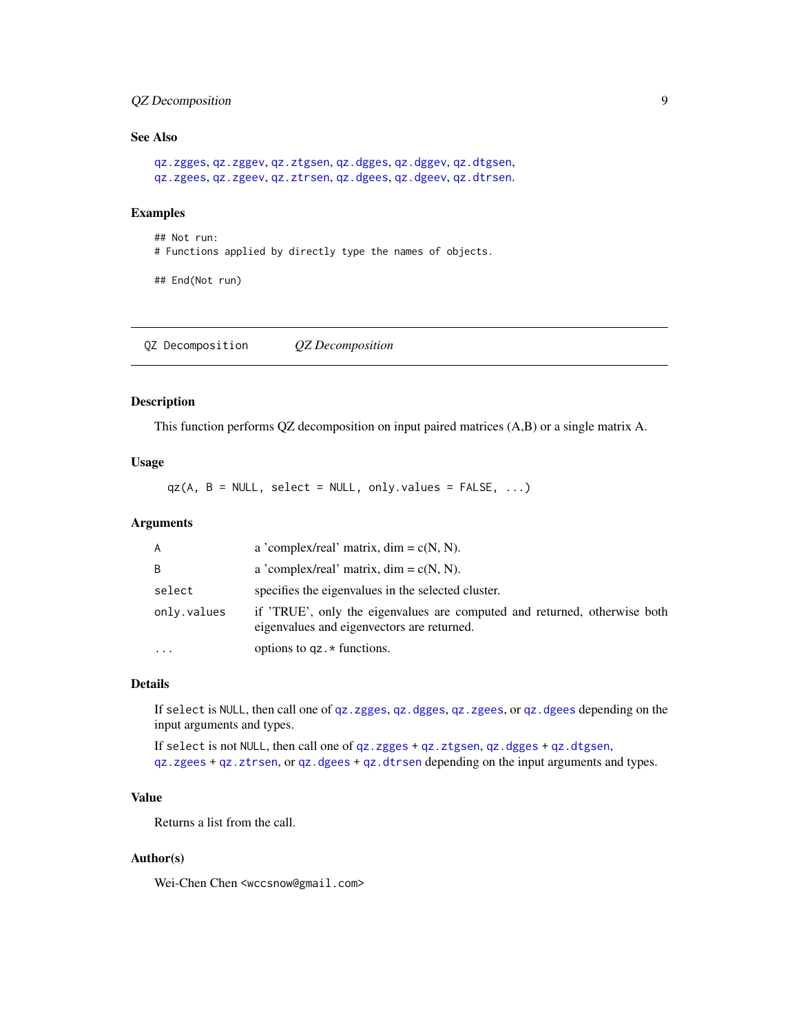## See Also

qz.zgges, qz.zggev, qz.ztgsen, qz.dgges, qz.dggev, qz.dtgsen, qz.zgees, qz.zgeev, qz.ztrsen, qz.dgees, qz.dgeev, qz.dtrsen.

## Examples

```
## Not run:
# Functions applied by directly type the names of objects.

## End(Not run)
```

---

QZ Decomposition    *QZ Decomposition*

---

## Description

This function performs QZ decomposition on input paired matrices (A,B) or a single matrix A.

## Usage

```
qz(A, B = NULL, select = NULL, only.values = FALSE, ...)
```

## Arguments

| | |
|---|---|
| A | a 'complex/real' matrix, dim = c(N, N). |
| B | a 'complex/real' matrix, dim = c(N, N). |
| select | specifies the eigenvalues in the selected cluster. |
| only.values | if 'TRUE', only the eigenvalues are computed and returned, otherwise both eigenvalues and eigenvectors are returned. |
| ... | options to qz.* functions. |

## Details

If select is NULL, then call one of qz.zgges, qz.dgges, qz.zgees, or qz.dgees depending on the input arguments and types.

If select is not NULL, then call one of qz.zgges + qz.ztgsen, qz.dgges + qz.dtgsen, qz.zgees + qz.ztrsen, or qz.dgees + qz.dtrsen depending on the input arguments and types.

## Value

Returns a list from the call.

## Author(s)

Wei-Chen Chen <wccsnow@gmail.com>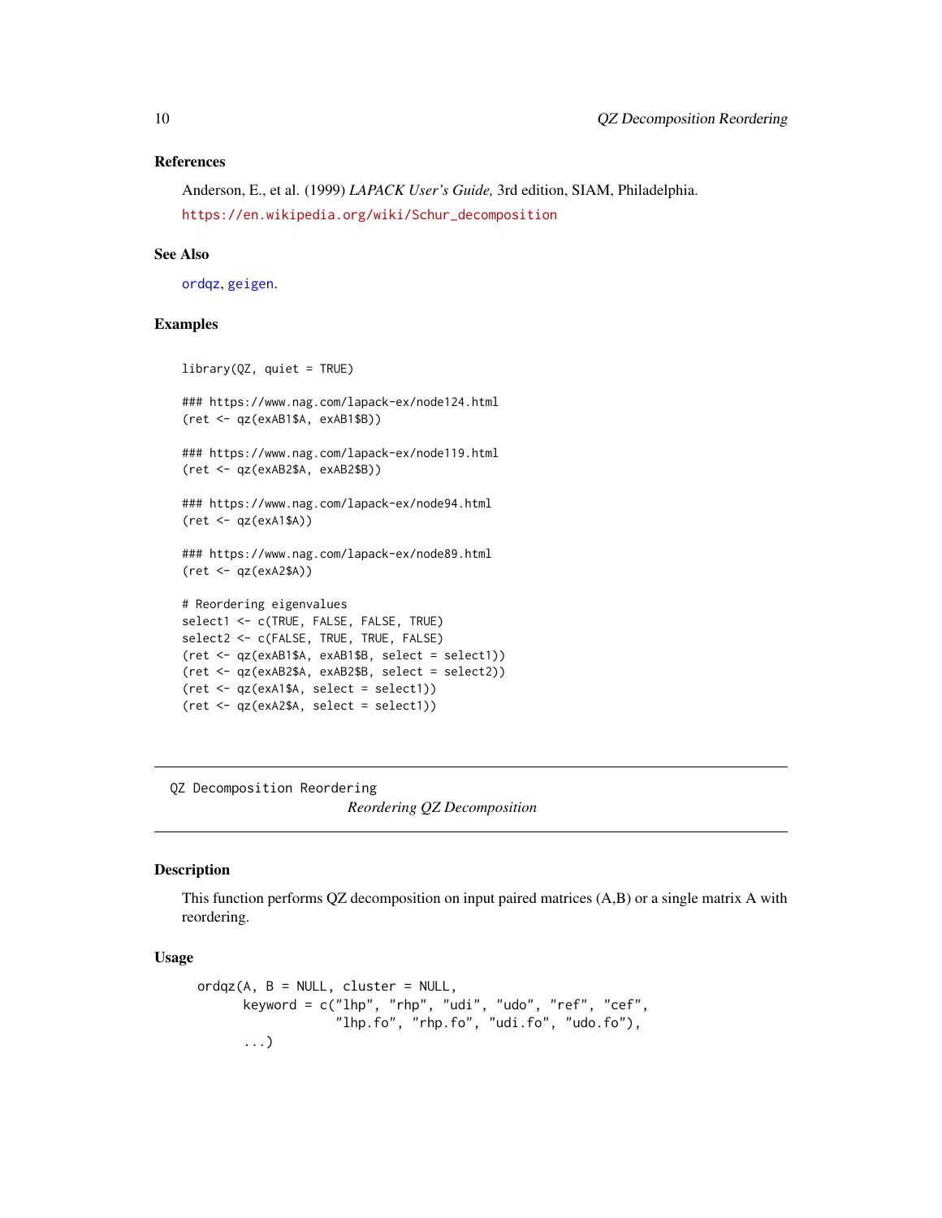## References

Anderson, E., et al. (1999) *LAPACK User's Guide,* 3rd edition, SIAM, Philadelphia.

https://en.wikipedia.org/wiki/Schur_decomposition

## See Also

ordqz, geigen.

## Examples

```
library(QZ, quiet = TRUE)

### https://www.nag.com/lapack-ex/node124.html
(ret <- qz(exAB1$A, exAB1$B))

### https://www.nag.com/lapack-ex/node119.html
(ret <- qz(exAB2$A, exAB2$B))

### https://www.nag.com/lapack-ex/node94.html
(ret <- qz(exA1$A))

### https://www.nag.com/lapack-ex/node89.html
(ret <- qz(exA2$A))

# Reordering eigenvalues
select1 <- c(TRUE, FALSE, FALSE, TRUE)
select2 <- c(FALSE, TRUE, TRUE, FALSE)
(ret <- qz(exAB1$A, exAB1$B, select = select1))
(ret <- qz(exAB2$A, exAB2$B, select = select2))
(ret <- qz(exA1$A, select = select1))
(ret <- qz(exA2$A, select = select1))
```

---

# QZ Decomposition Reordering

*Reordering QZ Decomposition*

---

## Description

This function performs QZ decomposition on input paired matrices (A,B) or a single matrix A with reordering.

## Usage

```
ordqz(A, B = NULL, cluster = NULL,
      keyword = c("lhp", "rhp", "udi", "udo", "ref", "cef",
                  "lhp.fo", "rhp.fo", "udi.fo", "udo.fo"),
      ...)
```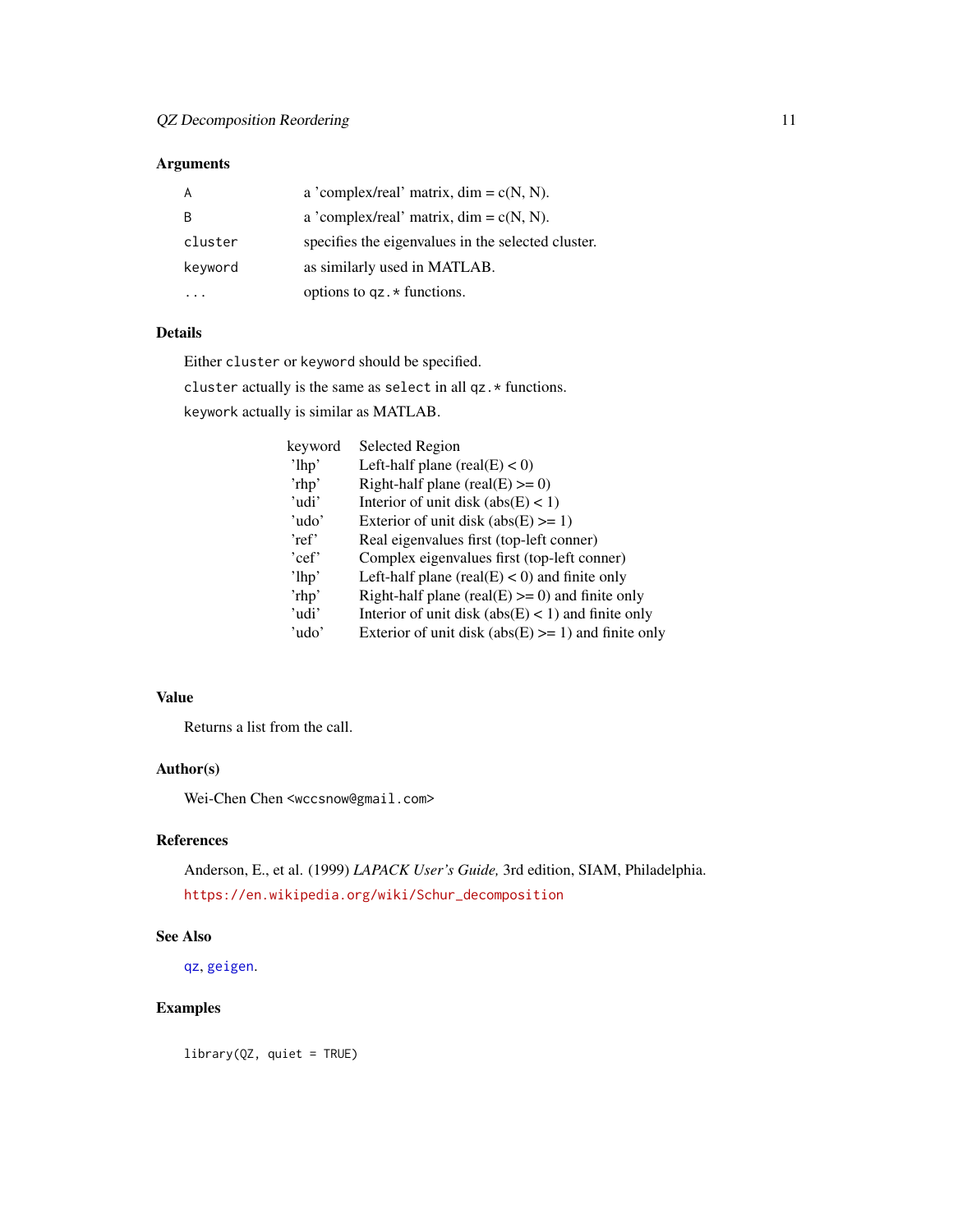## Arguments

| | |
|---|---|
| `A` | a 'complex/real' matrix, dim = c(N, N). |
| `B` | a 'complex/real' matrix, dim = c(N, N). |
| `cluster` | specifies the eigenvalues in the selected cluster. |
| `keyword` | as similarly used in MATLAB. |
| `...` | options to `qz.*` functions. |

## Details

Either `cluster` or `keyword` should be specified.

`cluster` actually is the same as `select` in all `qz.*` functions.

`keywork` actually is similar as MATLAB.

| keyword | Selected Region |
|---|---|
| 'lhp' | Left-half plane (real(E) < 0) |
| 'rhp' | Right-half plane (real(E) >= 0) |
| 'udi' | Interior of unit disk (abs(E) < 1) |
| 'udo' | Exterior of unit disk (abs(E) >= 1) |
| 'ref' | Real eigenvalues first (top-left conner) |
| 'cef' | Complex eigenvalues first (top-left conner) |
| 'lhp' | Left-half plane (real(E) < 0) and finite only |
| 'rhp' | Right-half plane (real(E) >= 0) and finite only |
| 'udi' | Interior of unit disk (abs(E) < 1) and finite only |
| 'udo' | Exterior of unit disk (abs(E) >= 1) and finite only |

## Value

Returns a list from the call.

## Author(s)

Wei-Chen Chen <wccsnow@gmail.com>

## References

Anderson, E., et al. (1999) *LAPACK User's Guide,* 3rd edition, SIAM, Philadelphia.

https://en.wikipedia.org/wiki/Schur_decomposition

## See Also

`qz`, `geigen`.

## Examples

```
library(QZ, quiet = TRUE)
```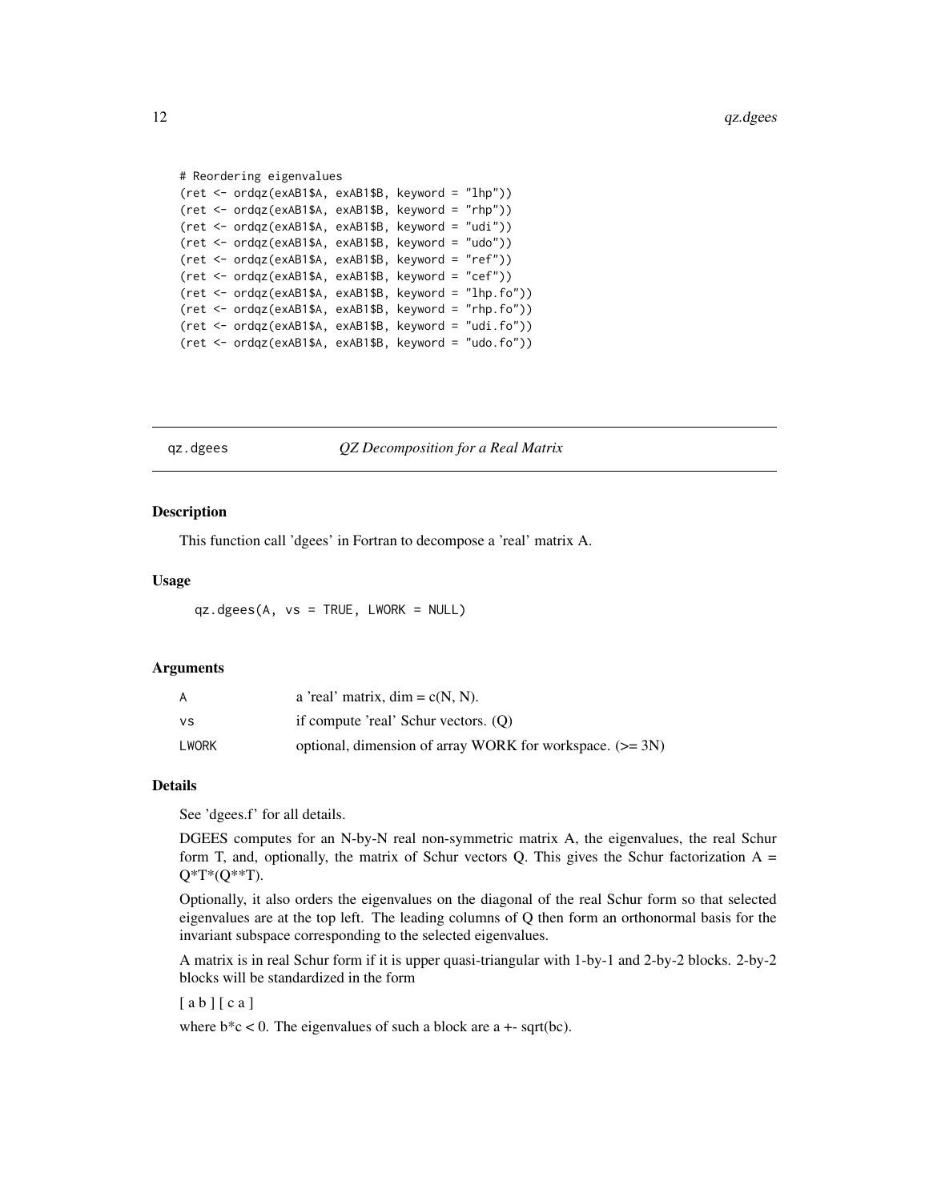```
# Reordering eigenvalues
(ret <- ordqz(exAB1$A, exAB1$B, keyword = "lhp"))
(ret <- ordqz(exAB1$A, exAB1$B, keyword = "rhp"))
(ret <- ordqz(exAB1$A, exAB1$B, keyword = "udi"))
(ret <- ordqz(exAB1$A, exAB1$B, keyword = "udo"))
(ret <- ordqz(exAB1$A, exAB1$B, keyword = "ref"))
(ret <- ordqz(exAB1$A, exAB1$B, keyword = "cef"))
(ret <- ordqz(exAB1$A, exAB1$B, keyword = "lhp.fo"))
(ret <- ordqz(exAB1$A, exAB1$B, keyword = "rhp.fo"))
(ret <- ordqz(exAB1$A, exAB1$B, keyword = "udi.fo"))
(ret <- ordqz(exAB1$A, exAB1$B, keyword = "udo.fo"))
```

---

## qz.dgees — *QZ Decomposition for a Real Matrix*

---

### Description

This function call 'dgees' in Fortran to decompose a 'real' matrix A.

### Usage

```
qz.dgees(A, vs = TRUE, LWORK = NULL)
```

### Arguments

| | |
|---|---|
| A | a 'real' matrix, dim = c(N, N). |
| vs | if compute 'real' Schur vectors. (Q) |
| LWORK | optional, dimension of array WORK for workspace. (>= 3N) |

### Details

See 'dgees.f' for all details.

DGEES computes for an N-by-N real non-symmetric matrix A, the eigenvalues, the real Schur form T, and, optionally, the matrix of Schur vectors Q. This gives the Schur factorization A = Q*T*(Q**T).

Optionally, it also orders the eigenvalues on the diagonal of the real Schur form so that selected eigenvalues are at the top left. The leading columns of Q then form an orthonormal basis for the invariant subspace corresponding to the selected eigenvalues.

A matrix is in real Schur form if it is upper quasi-triangular with 1-by-1 and 2-by-2 blocks. 2-by-2 blocks will be standardized in the form

[ a b ] [ c a ]

where b*c < 0. The eigenvalues of such a block are a +- sqrt(bc).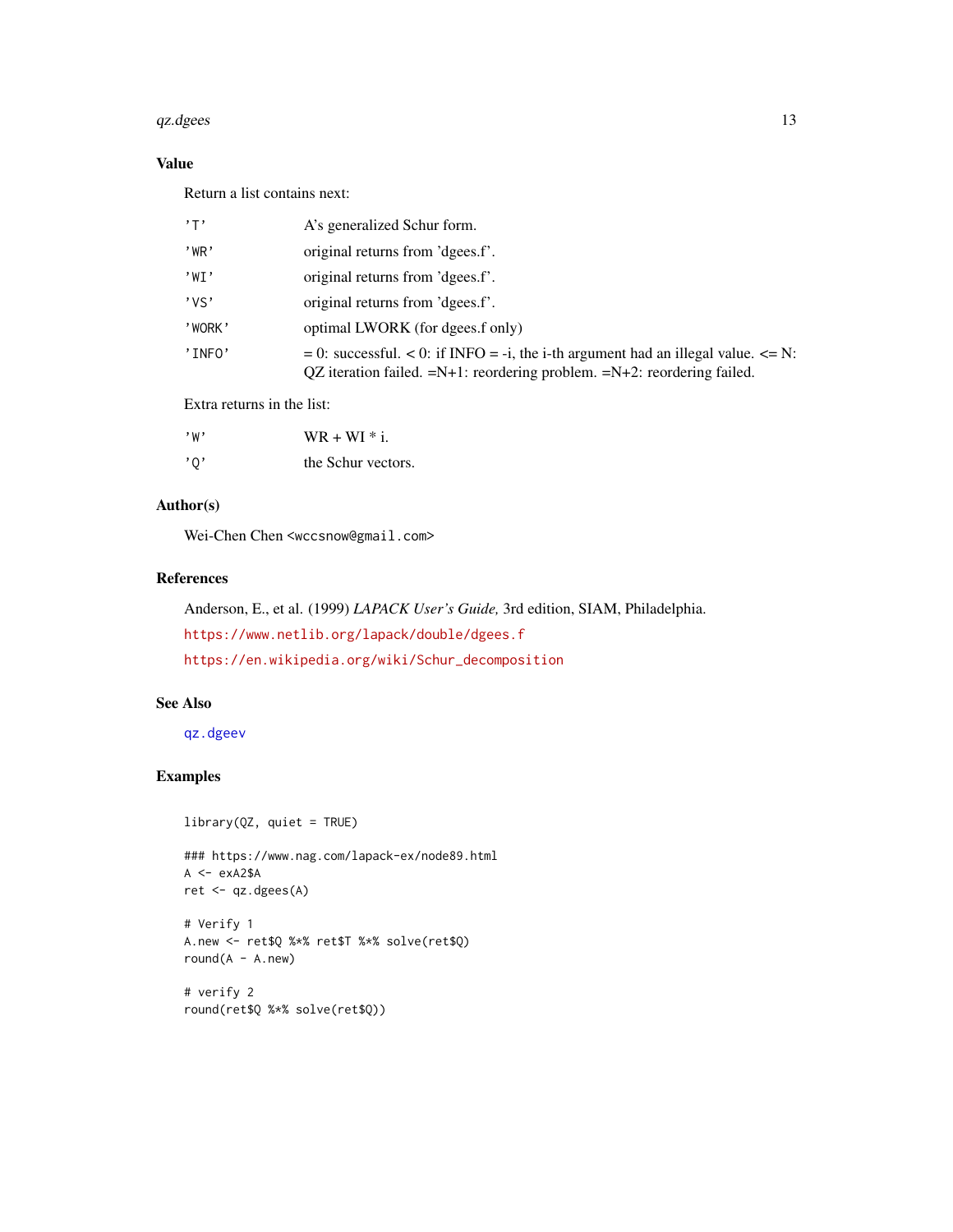## Value

Return a list contains next:

| | |
|---|---|
| 'T' | A's generalized Schur form. |
| 'WR' | original returns from 'dgees.f'. |
| 'WI' | original returns from 'dgees.f'. |
| 'VS' | original returns from 'dgees.f'. |
| 'WORK' | optimal LWORK (for dgees.f only) |
| 'INFO' | = 0: successful. < 0: if INFO = -i, the i-th argument had an illegal value. <= N: QZ iteration failed. =N+1: reordering problem. =N+2: reordering failed. |

Extra returns in the list:

| | |
|---|---|
| 'W' | WR + WI * i. |
| 'Q' | the Schur vectors. |

## Author(s)

Wei-Chen Chen <wccsnow@gmail.com>

## References

Anderson, E., et al. (1999) *LAPACK User's Guide,* 3rd edition, SIAM, Philadelphia.

https://www.netlib.org/lapack/double/dgees.f

https://en.wikipedia.org/wiki/Schur_decomposition

## See Also

qz.dgeev

## Examples

```
library(QZ, quiet = TRUE)

### https://www.nag.com/lapack-ex/node89.html
A <- exA2$A
ret <- qz.dgees(A)

# Verify 1
A.new <- ret$Q %*% ret$T %*% solve(ret$Q)
round(A - A.new)

# verify 2
round(ret$Q %*% solve(ret$Q))
```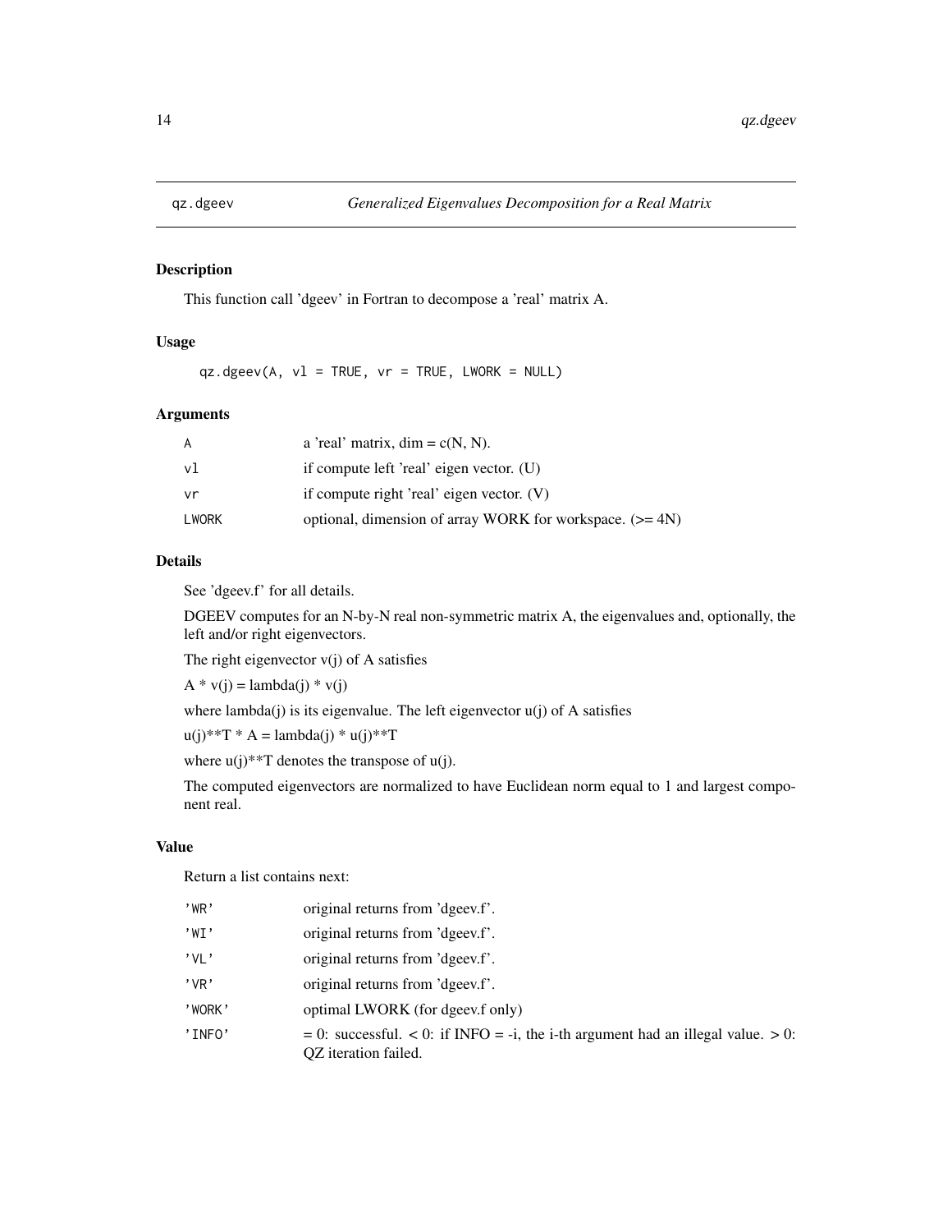qz.dgeev *Generalized Eigenvalues Decomposition for a Real Matrix*

## Description

This function call 'dgeev' in Fortran to decompose a 'real' matrix A.

## Usage

```
qz.dgeev(A, vl = TRUE, vr = TRUE, LWORK = NULL)
```

## Arguments

| | |
|---|---|
| A | a 'real' matrix, dim = c(N, N). |
| vl | if compute left 'real' eigen vector. (U) |
| vr | if compute right 'real' eigen vector. (V) |
| LWORK | optional, dimension of array WORK for workspace. (>= 4N) |

## Details

See 'dgeev.f' for all details.

DGEEV computes for an N-by-N real non-symmetric matrix A, the eigenvalues and, optionally, the left and/or right eigenvectors.

The right eigenvector v(j) of A satisfies

A * v(j) = lambda(j) * v(j)

where lambda(j) is its eigenvalue. The left eigenvector u(j) of A satisfies

u(j)**T * A = lambda(j) * u(j)**T

where u(j)**T denotes the transpose of u(j).

The computed eigenvectors are normalized to have Euclidean norm equal to 1 and largest component real.

## Value

Return a list contains next:

| | |
|---|---|
| 'WR' | original returns from 'dgeev.f'. |
| 'WI' | original returns from 'dgeev.f'. |
| 'VL' | original returns from 'dgeev.f'. |
| 'VR' | original returns from 'dgeev.f'. |
| 'WORK' | optimal LWORK (for dgeev.f only) |
| 'INFO' | = 0: successful. < 0: if INFO = -i, the i-th argument had an illegal value. > 0: QZ iteration failed. |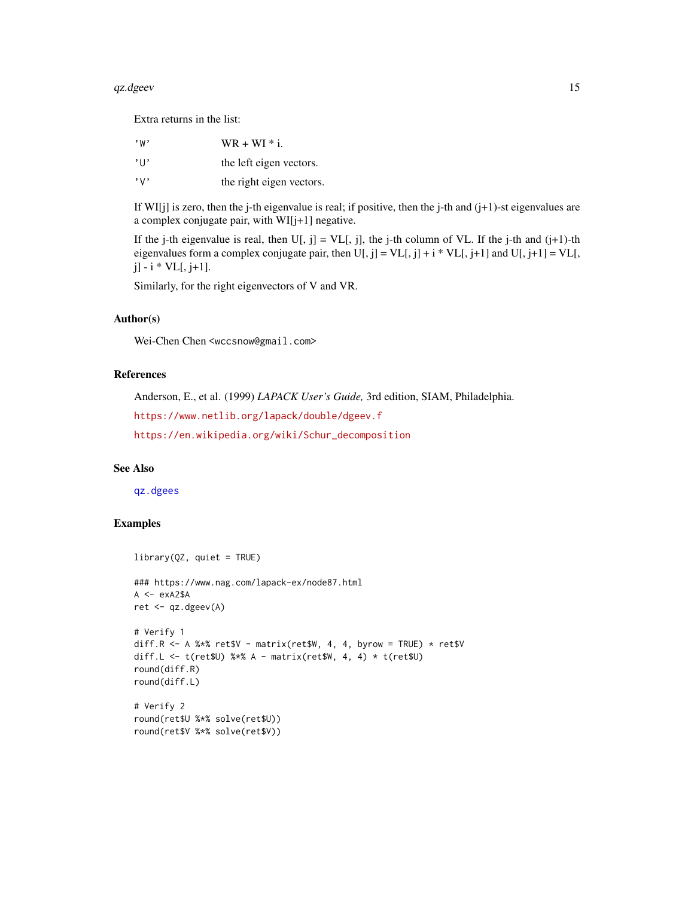Extra returns in the list:

| | |
|---|---|
| 'W' | WR + WI * i. |
| 'U' | the left eigen vectors. |
| 'V' | the right eigen vectors. |

If WI[j] is zero, then the j-th eigenvalue is real; if positive, then the j-th and (j+1)-st eigenvalues are a complex conjugate pair, with WI[j+1] negative.

If the j-th eigenvalue is real, then U[, j] = VL[, j], the j-th column of VL. If the j-th and (j+1)-th eigenvalues form a complex conjugate pair, then U[, j] = VL[, j] + i * VL[, j+1] and U[, j+1] = VL[, j] - i * VL[, j+1].

Similarly, for the right eigenvectors of V and VR.

## Author(s)

Wei-Chen Chen <wccsnow@gmail.com>

## References

Anderson, E., et al. (1999) *LAPACK User's Guide,* 3rd edition, SIAM, Philadelphia.

https://www.netlib.org/lapack/double/dgeev.f

https://en.wikipedia.org/wiki/Schur_decomposition

## See Also

qz.dgees

## Examples

```
library(QZ, quiet = TRUE)

### https://www.nag.com/lapack-ex/node87.html
A <- exA2$A
ret <- qz.dgeev(A)

# Verify 1
diff.R <- A %*% ret$V - matrix(ret$W, 4, 4, byrow = TRUE) * ret$V
diff.L <- t(ret$U) %*% A - matrix(ret$W, 4, 4) * t(ret$U)
round(diff.R)
round(diff.L)

# Verify 2
round(ret$U %*% solve(ret$U))
round(ret$V %*% solve(ret$V))
```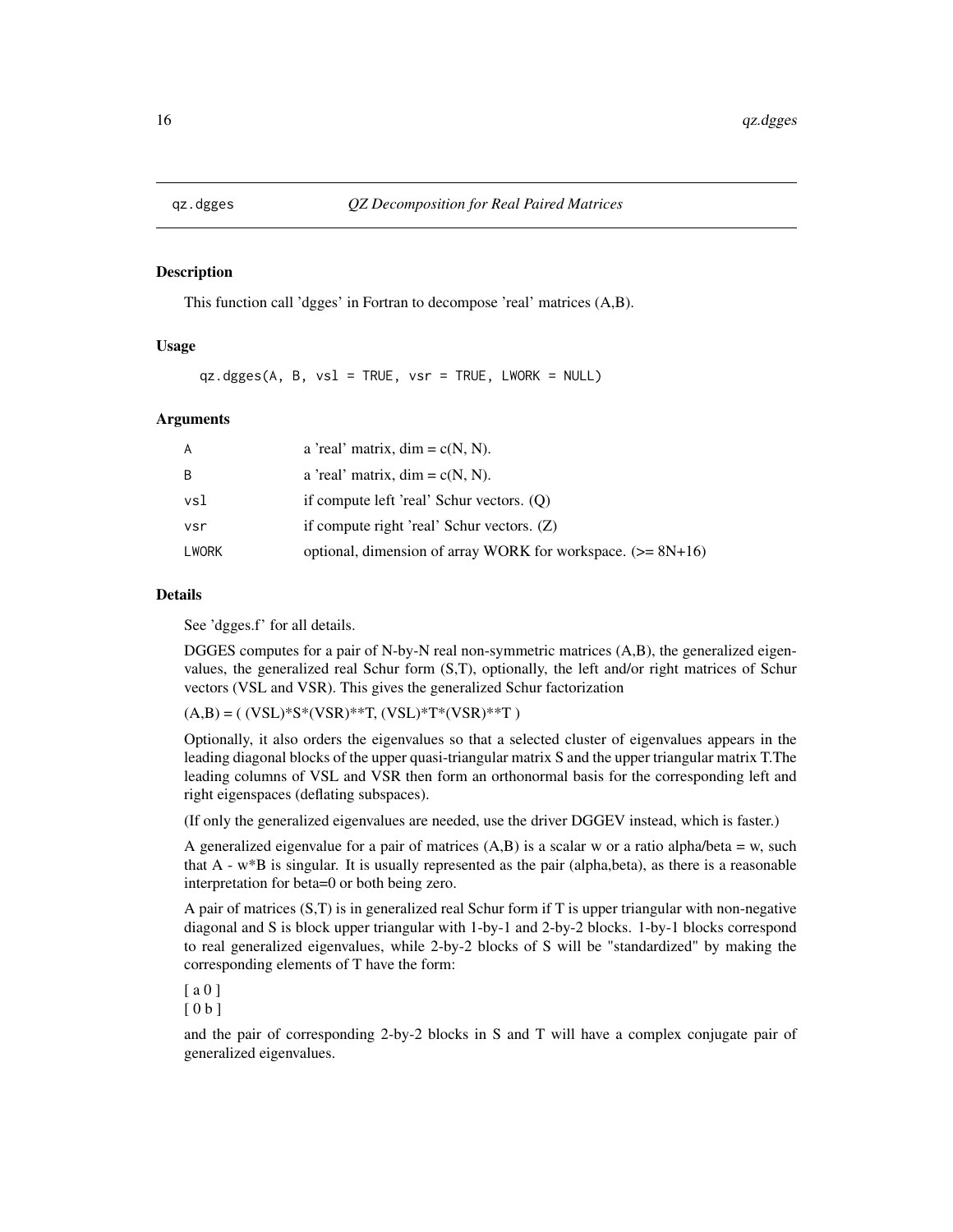qz.dgges *QZ Decomposition for Real Paired Matrices*

## Description

This function call 'dgges' in Fortran to decompose 'real' matrices (A,B).

## Usage

```
qz.dgges(A, B, vsl = TRUE, vsr = TRUE, LWORK = NULL)
```

## Arguments

| | |
|---|---|
| A | a 'real' matrix, dim = c(N, N). |
| B | a 'real' matrix, dim = c(N, N). |
| vsl | if compute left 'real' Schur vectors. (Q) |
| vsr | if compute right 'real' Schur vectors. (Z) |
| LWORK | optional, dimension of array WORK for workspace. (>= 8N+16) |

## Details

See 'dgges.f' for all details.

DGGES computes for a pair of N-by-N real non-symmetric matrices (A,B), the generalized eigenvalues, the generalized real Schur form (S,T), optionally, the left and/or right matrices of Schur vectors (VSL and VSR). This gives the generalized Schur factorization

(A,B) = ( (VSL)*S*(VSR)**T, (VSL)*T*(VSR)**T )

Optionally, it also orders the eigenvalues so that a selected cluster of eigenvalues appears in the leading diagonal blocks of the upper quasi-triangular matrix S and the upper triangular matrix T.The leading columns of VSL and VSR then form an orthonormal basis for the corresponding left and right eigenspaces (deflating subspaces).

(If only the generalized eigenvalues are needed, use the driver DGGEV instead, which is faster.)

A generalized eigenvalue for a pair of matrices (A,B) is a scalar w or a ratio alpha/beta = w, such that A - w*B is singular. It is usually represented as the pair (alpha,beta), as there is a reasonable interpretation for beta=0 or both being zero.

A pair of matrices (S,T) is in generalized real Schur form if T is upper triangular with non-negative diagonal and S is block upper triangular with 1-by-1 and 2-by-2 blocks. 1-by-1 blocks correspond to real generalized eigenvalues, while 2-by-2 blocks of S will be "standardized" by making the corresponding elements of T have the form:

[ a 0 ]
[ 0 b ]

and the pair of corresponding 2-by-2 blocks in S and T will have a complex conjugate pair of generalized eigenvalues.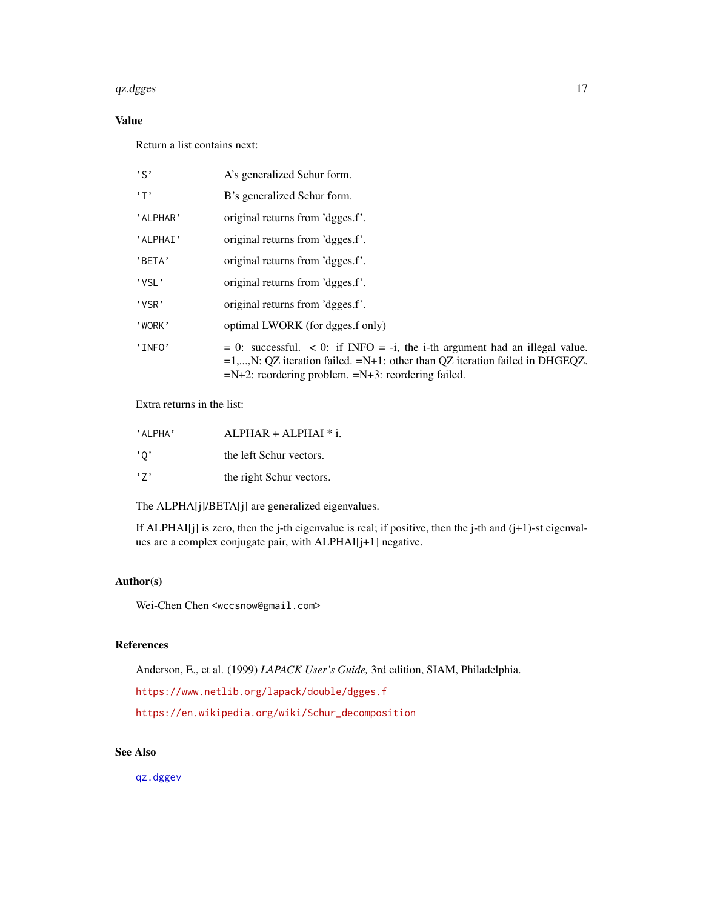## Value

Return a list contains next:

| | |
|---|---|
| 'S' | A's generalized Schur form. |
| 'T' | B's generalized Schur form. |
| 'ALPHAR' | original returns from 'dgges.f'. |
| 'ALPHAI' | original returns from 'dgges.f'. |
| 'BETA' | original returns from 'dgges.f'. |
| 'VSL' | original returns from 'dgges.f'. |
| 'VSR' | original returns from 'dgges.f'. |
| 'WORK' | optimal LWORK (for dgges.f only) |
| 'INFO' | = 0: successful. < 0: if INFO = -i, the i-th argument had an illegal value. =1,...,N: QZ iteration failed. =N+1: other than QZ iteration failed in DHGEQZ. =N+2: reordering problem. =N+3: reordering failed. |

Extra returns in the list:

| | |
|---|---|
| 'ALPHA' | ALPHAR + ALPHAI * i. |
| 'Q' | the left Schur vectors. |
| 'Z' | the right Schur vectors. |

The ALPHA[j]/BETA[j] are generalized eigenvalues.

If ALPHAI[j] is zero, then the j-th eigenvalue is real; if positive, then the j-th and (j+1)-st eigenvalues are a complex conjugate pair, with ALPHAI[j+1] negative.

## Author(s)

Wei-Chen Chen <wccsnow@gmail.com>

## References

Anderson, E., et al. (1999) *LAPACK User's Guide,* 3rd edition, SIAM, Philadelphia.

https://www.netlib.org/lapack/double/dgges.f

https://en.wikipedia.org/wiki/Schur_decomposition

## See Also

qz.dggev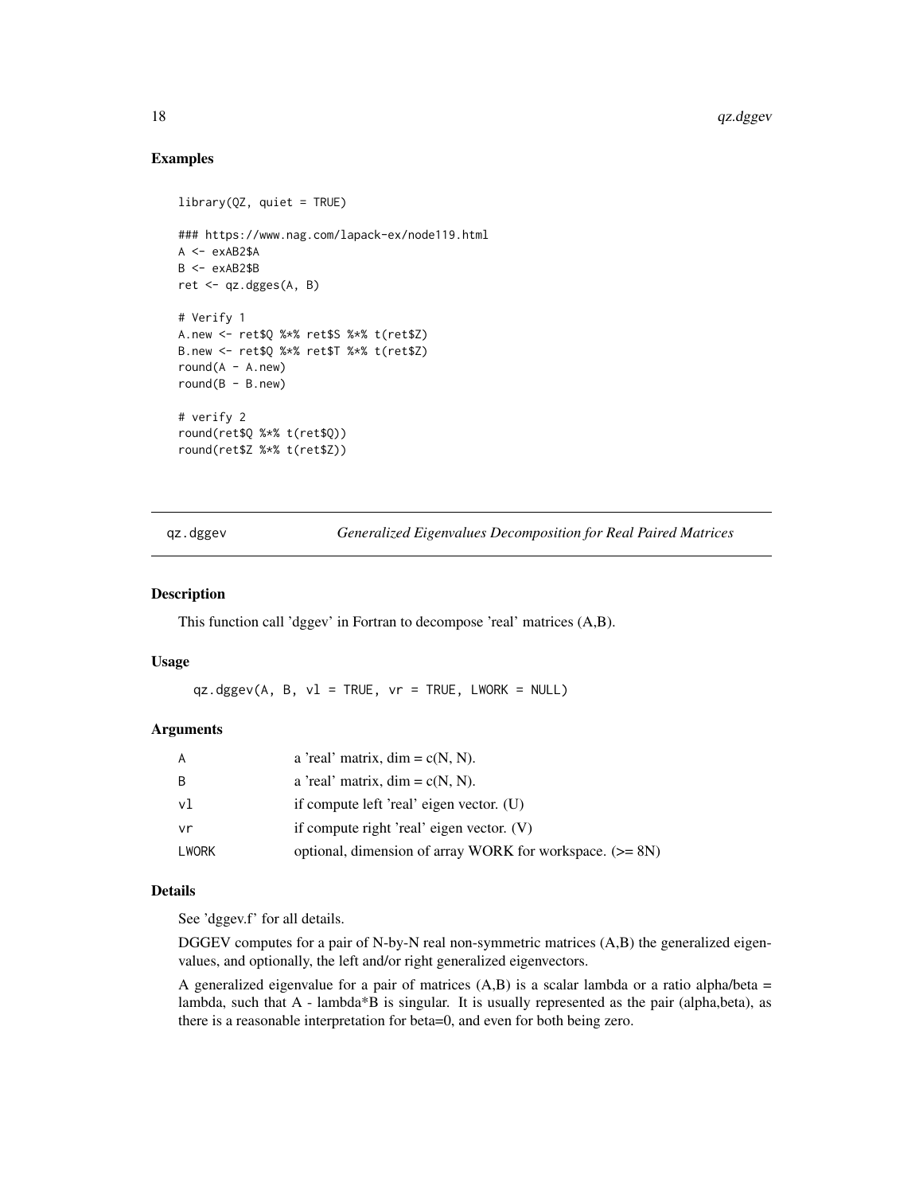## Examples

```
library(QZ, quiet = TRUE)

### https://www.nag.com/lapack-ex/node119.html
A <- exAB2$A
B <- exAB2$B
ret <- qz.dgges(A, B)

# Verify 1
A.new <- ret$Q %*% ret$S %*% t(ret$Z)
B.new <- ret$Q %*% ret$T %*% t(ret$Z)
round(A - A.new)
round(B - B.new)

# verify 2
round(ret$Q %*% t(ret$Q))
round(ret$Z %*% t(ret$Z))
```

---

# qz.dggev *Generalized Eigenvalues Decomposition for Real Paired Matrices*

## Description

This function call 'dggev' in Fortran to decompose 'real' matrices (A,B).

## Usage

```
qz.dggev(A, B, vl = TRUE, vr = TRUE, LWORK = NULL)
```

## Arguments

| | |
|---|---|
| A | a 'real' matrix, dim = c(N, N). |
| B | a 'real' matrix, dim = c(N, N). |
| vl | if compute left 'real' eigen vector. (U) |
| vr | if compute right 'real' eigen vector. (V) |
| LWORK | optional, dimension of array WORK for workspace. (>= 8N) |

## Details

See 'dggev.f' for all details.

DGGEV computes for a pair of N-by-N real non-symmetric matrices (A,B) the generalized eigenvalues, and optionally, the left and/or right generalized eigenvectors.

A generalized eigenvalue for a pair of matrices (A,B) is a scalar lambda or a ratio alpha/beta = lambda, such that A - lambda*B is singular. It is usually represented as the pair (alpha,beta), as there is a reasonable interpretation for beta=0, and even for both being zero.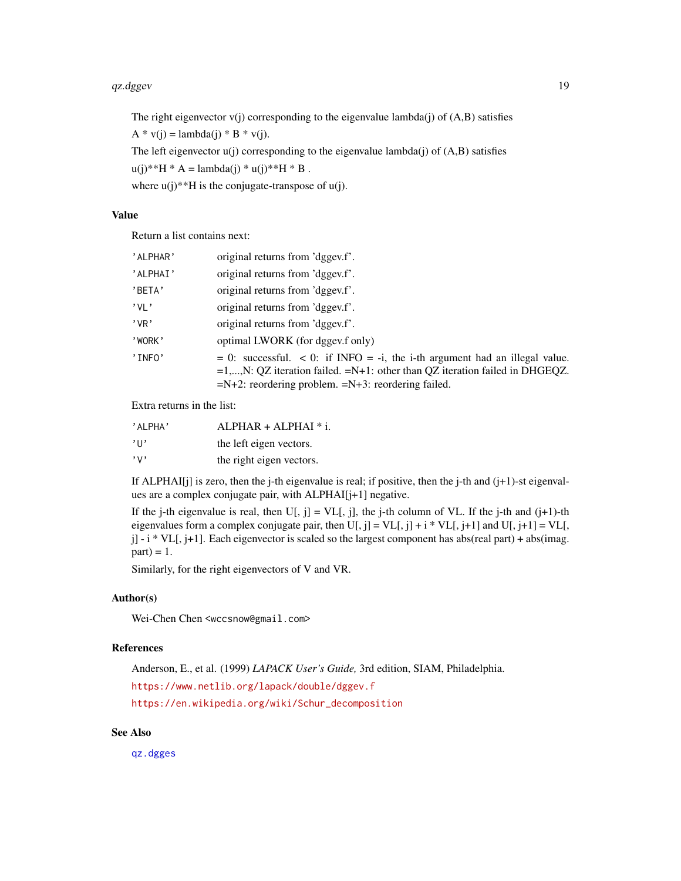The right eigenvector v(j) corresponding to the eigenvalue lambda(j) of (A,B) satisfies

A * v(j) = lambda(j) * B * v(j).

The left eigenvector u(j) corresponding to the eigenvalue lambda(j) of (A,B) satisfies

u(j)**H * A = lambda(j) * u(j)**H * B .

where u(j)**H is the conjugate-transpose of u(j).

## Value

Return a list contains next:

| | |
|---|---|
| 'ALPHAR' | original returns from 'dggev.f'. |
| 'ALPHAI' | original returns from 'dggev.f'. |
| 'BETA' | original returns from 'dggev.f'. |
| 'VL' | original returns from 'dggev.f'. |
| 'VR' | original returns from 'dggev.f'. |
| 'WORK' | optimal LWORK (for dggev.f only) |
| 'INFO' | = 0: successful. < 0: if INFO = -i, the i-th argument had an illegal value. =1,...,N: QZ iteration failed. =N+1: other than QZ iteration failed in DHGEQZ. =N+2: reordering problem. =N+3: reordering failed. |

Extra returns in the list:

| | |
|---|---|
| 'ALPHA' | ALPHAR + ALPHAI * i. |
| 'U' | the left eigen vectors. |
| 'V' | the right eigen vectors. |

If ALPHAI[j] is zero, then the j-th eigenvalue is real; if positive, then the j-th and (j+1)-st eigenvalues are a complex conjugate pair, with ALPHAI[j+1] negative.

If the j-th eigenvalue is real, then U[, j] = VL[, j], the j-th column of VL. If the j-th and (j+1)-th eigenvalues form a complex conjugate pair, then U[, j] = VL[, j] + i * VL[, j+1] and U[, j+1] = VL[, j] - i * VL[, j+1]. Each eigenvector is scaled so the largest component has abs(real part) + abs(imag. part) = 1.

Similarly, for the right eigenvectors of V and VR.

## Author(s)

Wei-Chen Chen <wccsnow@gmail.com>

## References

Anderson, E., et al. (1999) *LAPACK User's Guide,* 3rd edition, SIAM, Philadelphia.

https://www.netlib.org/lapack/double/dggev.f

https://en.wikipedia.org/wiki/Schur_decomposition

## See Also

qz.dgges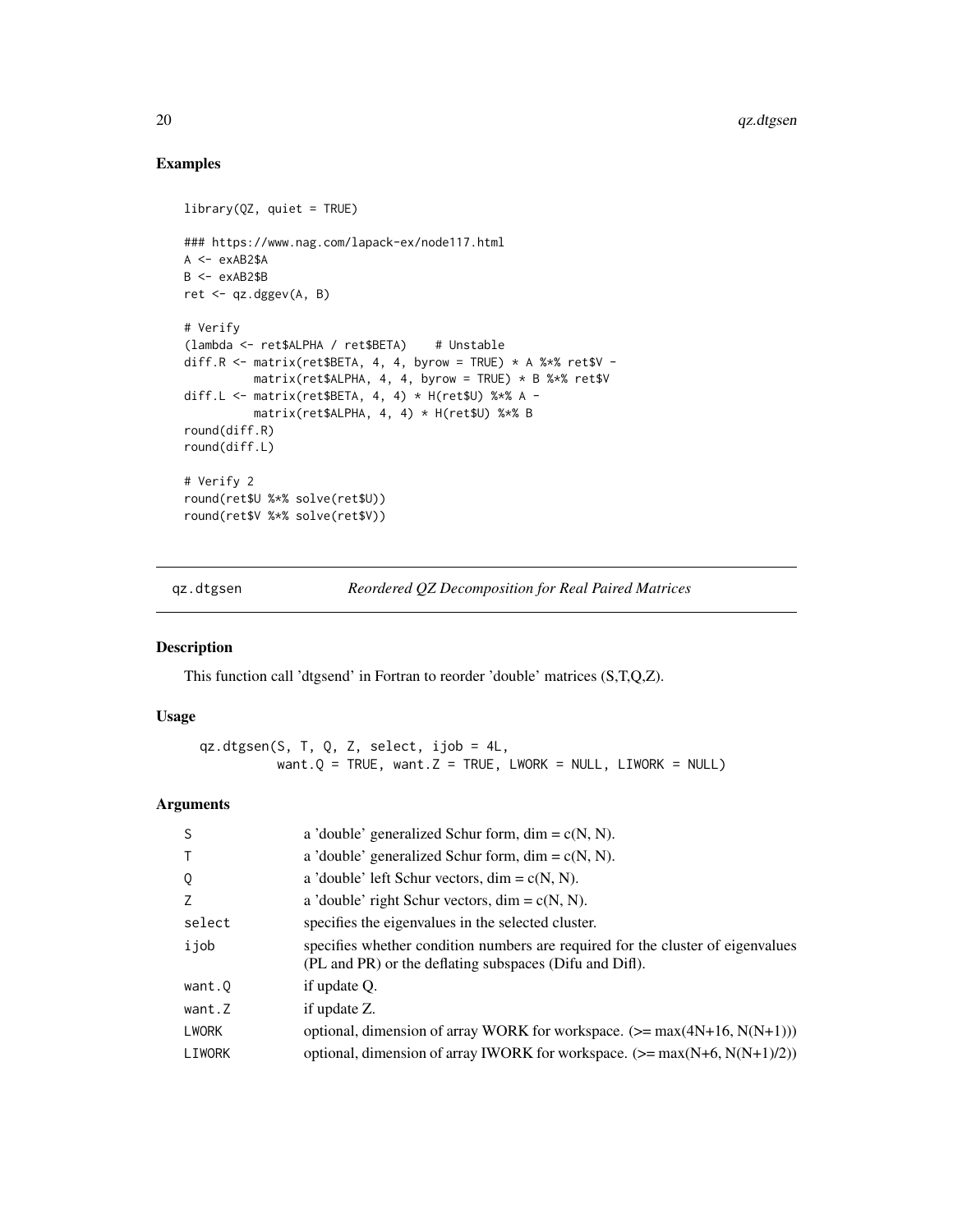## Examples

```
library(QZ, quiet = TRUE)

### https://www.nag.com/lapack-ex/node117.html
A <- exAB2$A
B <- exAB2$B
ret <- qz.dggev(A, B)

# Verify
(lambda <- ret$ALPHA / ret$BETA)    # Unstable
diff.R <- matrix(ret$BETA, 4, 4, byrow = TRUE) * A %*% ret$V -
          matrix(ret$ALPHA, 4, 4, byrow = TRUE) * B %*% ret$V
diff.L <- matrix(ret$BETA, 4, 4) * H(ret$U) %*% A -
          matrix(ret$ALPHA, 4, 4) * H(ret$U) %*% B
round(diff.R)
round(diff.L)

# Verify 2
round(ret$U %*% solve(ret$U))
round(ret$V %*% solve(ret$V))
```

---

# qz.dtgsen — *Reordered QZ Decomposition for Real Paired Matrices*

## Description

This function call 'dtgsend' in Fortran to reorder 'double' matrices (S,T,Q,Z).

## Usage

```
qz.dtgsen(S, T, Q, Z, select, ijob = 4L,
          want.Q = TRUE, want.Z = TRUE, LWORK = NULL, LIWORK = NULL)
```

## Arguments

| | |
|---|---|
| S | a 'double' generalized Schur form, dim = c(N, N). |
| T | a 'double' generalized Schur form, dim = c(N, N). |
| Q | a 'double' left Schur vectors, dim = c(N, N). |
| Z | a 'double' right Schur vectors, dim = c(N, N). |
| select | specifies the eigenvalues in the selected cluster. |
| ijob | specifies whether condition numbers are required for the cluster of eigenvalues (PL and PR) or the deflating subspaces (Difu and Difl). |
| want.Q | if update Q. |
| want.Z | if update Z. |
| LWORK | optional, dimension of array WORK for workspace. (>= max(4N+16, N(N+1))) |
| LIWORK | optional, dimension of array IWORK for workspace. (>= max(N+6, N(N+1)/2)) |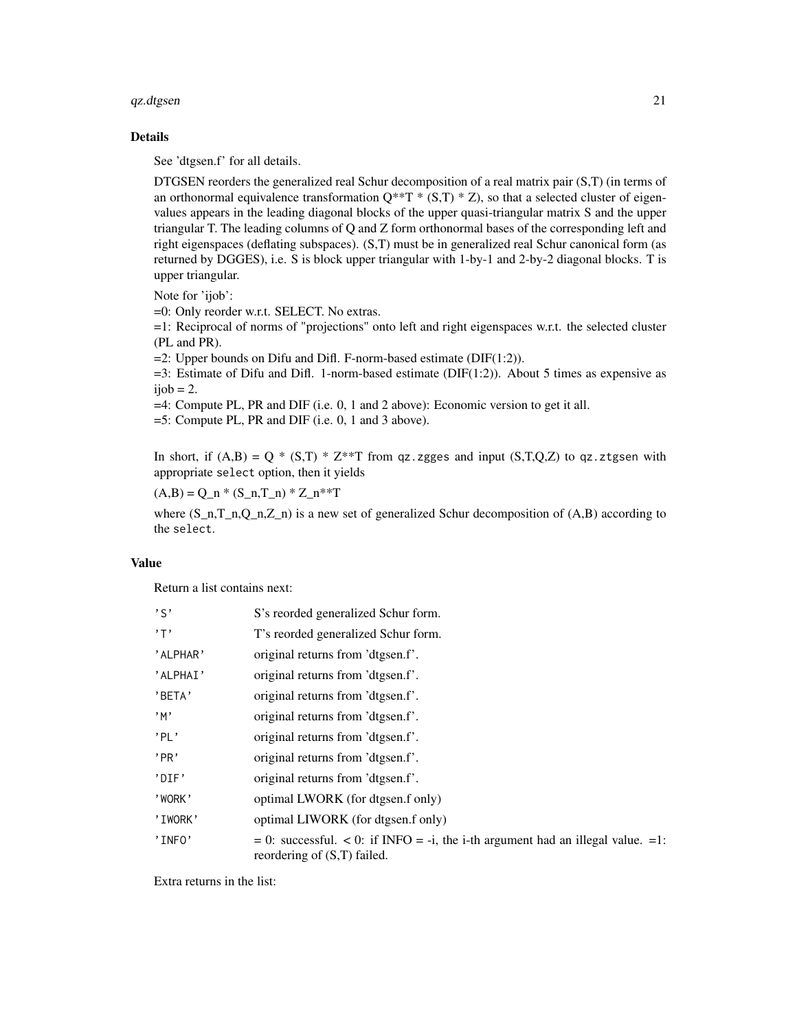## Details

See 'dtgsen.f' for all details.

DTGSEN reorders the generalized real Schur decomposition of a real matrix pair (S,T) (in terms of an orthonormal equivalence transformation Q**T * (S,T) * Z), so that a selected cluster of eigenvalues appears in the leading diagonal blocks of the upper quasi-triangular matrix S and the upper triangular T. The leading columns of Q and Z form orthonormal bases of the corresponding left and right eigenspaces (deflating subspaces). (S,T) must be in generalized real Schur canonical form (as returned by DGGES), i.e. S is block upper triangular with 1-by-1 and 2-by-2 diagonal blocks. T is upper triangular.

Note for 'ijob':
=0: Only reorder w.r.t. SELECT. No extras.
=1: Reciprocal of norms of "projections" onto left and right eigenspaces w.r.t. the selected cluster (PL and PR).
=2: Upper bounds on Difu and Difl. F-norm-based estimate (DIF(1:2)).
=3: Estimate of Difu and Difl. 1-norm-based estimate (DIF(1:2)). About 5 times as expensive as ijob = 2.
=4: Compute PL, PR and DIF (i.e. 0, 1 and 2 above): Economic version to get it all.
=5: Compute PL, PR and DIF (i.e. 0, 1 and 3 above).

In short, if (A,B) = Q * (S,T) * Z**T from `qz.zgges` and input (S,T,Q,Z) to `qz.ztgsen` with appropriate `select` option, then it yields

(A,B) = Q_n * (S_n,T_n) * Z_n**T

where (S_n,T_n,Q_n,Z_n) is a new set of generalized Schur decomposition of (A,B) according to the `select`.

## Value

Return a list contains next:

| | |
|---|---|
| 'S' | S's reorded generalized Schur form. |
| 'T' | T's reorded generalized Schur form. |
| 'ALPHAR' | original returns from 'dtgsen.f'. |
| 'ALPHAI' | original returns from 'dtgsen.f'. |
| 'BETA' | original returns from 'dtgsen.f'. |
| 'M' | original returns from 'dtgsen.f'. |
| 'PL' | original returns from 'dtgsen.f'. |
| 'PR' | original returns from 'dtgsen.f'. |
| 'DIF' | original returns from 'dtgsen.f'. |
| 'WORK' | optimal LWORK (for dtgsen.f only) |
| 'IWORK' | optimal LIWORK (for dtgsen.f only) |
| 'INFO' | = 0: successful. < 0: if INFO = -i, the i-th argument had an illegal value. =1: reordering of (S,T) failed. |

Extra returns in the list: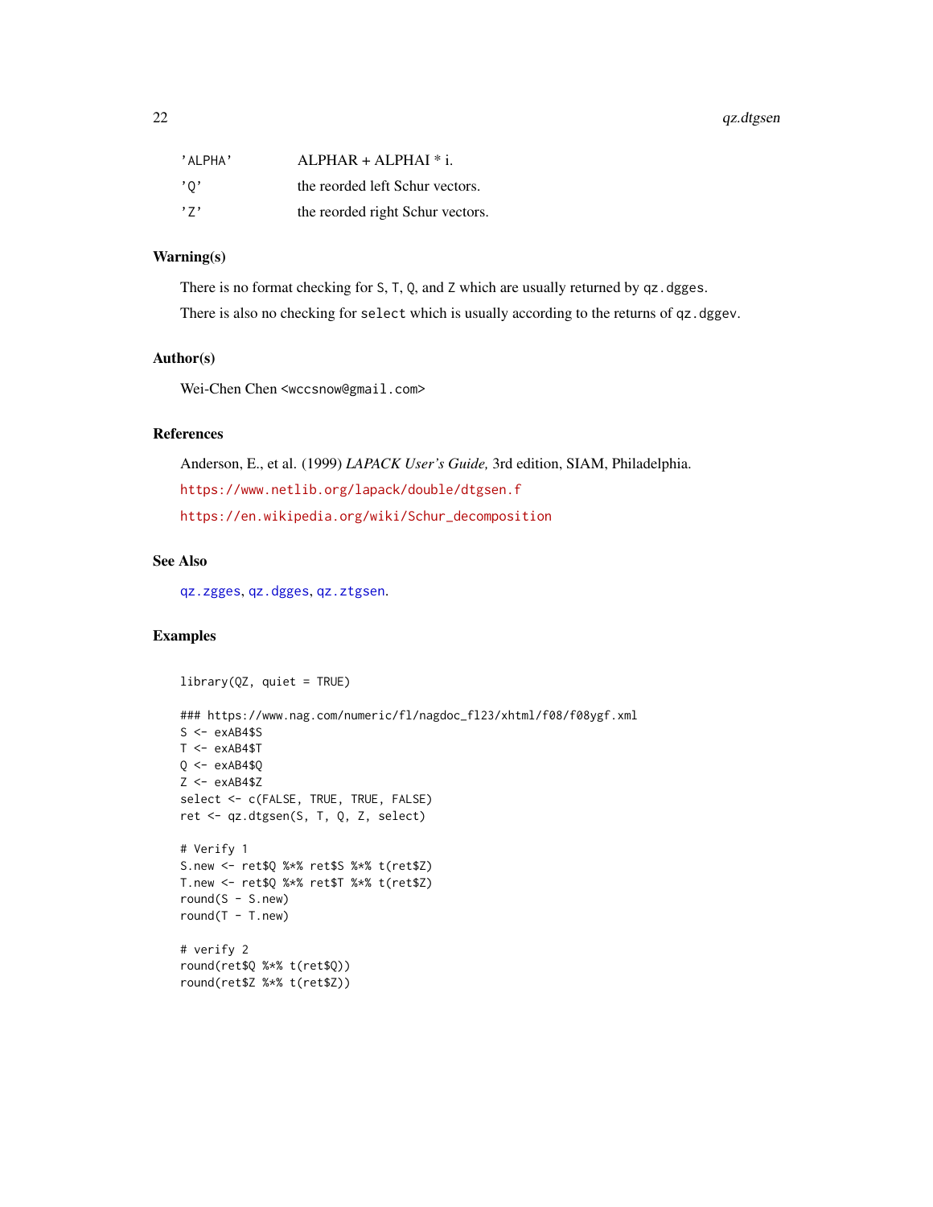| | |
|---|---|
| 'ALPHA' | ALPHAR + ALPHAI * i. |
| 'Q' | the reorded left Schur vectors. |
| 'Z' | the reorded right Schur vectors. |

## Warning(s)

There is no format checking for S, T, Q, and Z which are usually returned by `qz.dgges`.

There is also no checking for `select` which is usually according to the returns of `qz.dggev`.

## Author(s)

Wei-Chen Chen <wccsnow@gmail.com>

## References

Anderson, E., et al. (1999) *LAPACK User's Guide,* 3rd edition, SIAM, Philadelphia.

https://www.netlib.org/lapack/double/dtgsen.f

https://en.wikipedia.org/wiki/Schur_decomposition

## See Also

qz.zgges, qz.dgges, qz.ztgsen.

## Examples

```
library(QZ, quiet = TRUE)

### https://www.nag.com/numeric/fl/nagdoc_fl23/xhtml/f08/f08ygf.xml
S <- exAB4$S
T <- exAB4$T
Q <- exAB4$Q
Z <- exAB4$Z
select <- c(FALSE, TRUE, TRUE, FALSE)
ret <- qz.dtgsen(S, T, Q, Z, select)

# Verify 1
S.new <- ret$Q %*% ret$S %*% t(ret$Z)
T.new <- ret$Q %*% ret$T %*% t(ret$Z)
round(S - S.new)
round(T - T.new)

# verify 2
round(ret$Q %*% t(ret$Q))
round(ret$Z %*% t(ret$Z))
```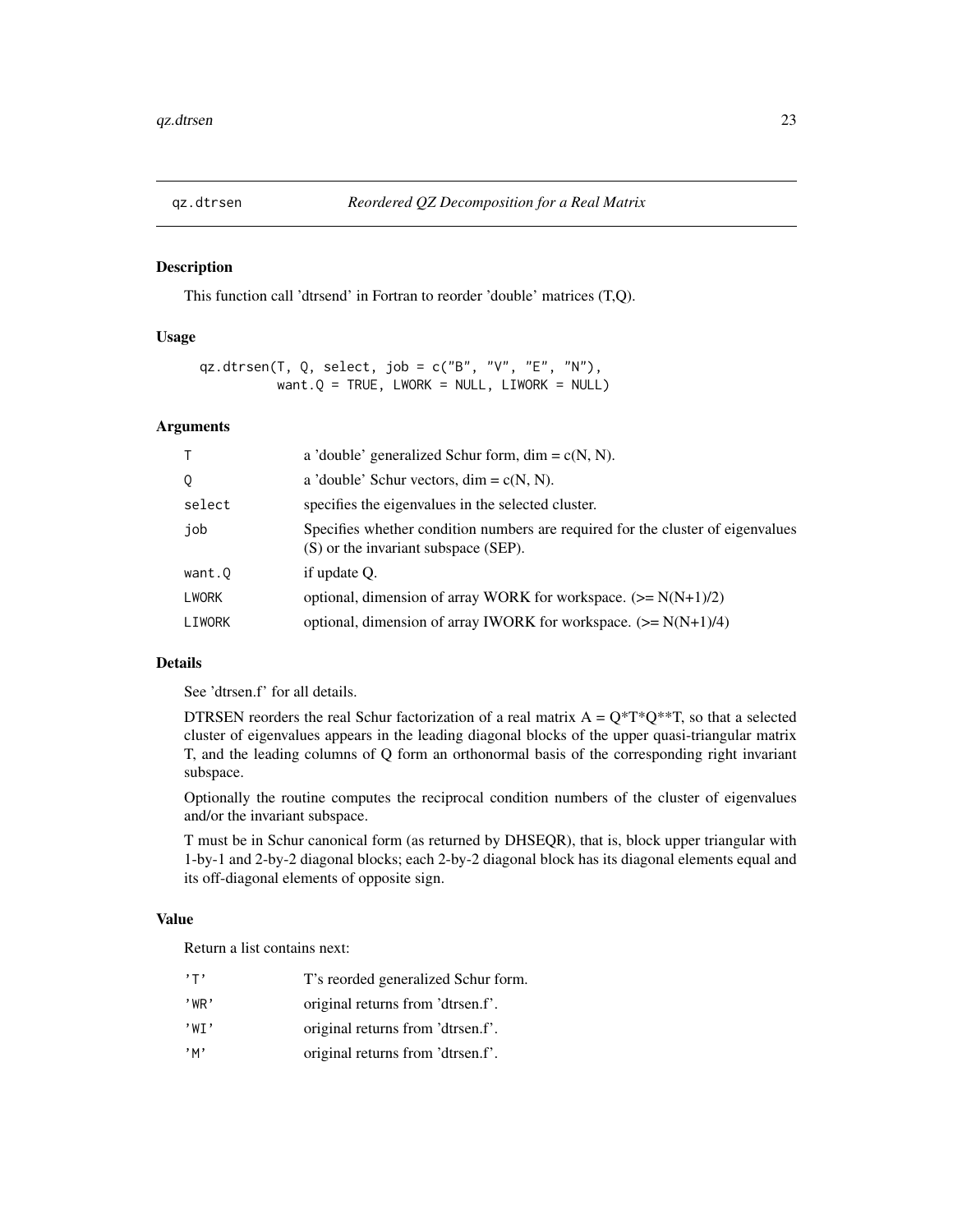# qz.dtrsen — *Reordered QZ Decomposition for a Real Matrix*

## Description

This function call 'dtrsend' in Fortran to reorder 'double' matrices (T,Q).

## Usage

```
qz.dtrsen(T, Q, select, job = c("B", "V", "E", "N"),
          want.Q = TRUE, LWORK = NULL, LIWORK = NULL)
```

## Arguments

| | |
|---|---|
| T | a 'double' generalized Schur form, dim = c(N, N). |
| Q | a 'double' Schur vectors, dim = c(N, N). |
| select | specifies the eigenvalues in the selected cluster. |
| job | Specifies whether condition numbers are required for the cluster of eigenvalues (S) or the invariant subspace (SEP). |
| want.Q | if update Q. |
| LWORK | optional, dimension of array WORK for workspace. (>= N(N+1)/2) |
| LIWORK | optional, dimension of array IWORK for workspace. (>= N(N+1)/4) |

## Details

See 'dtrsen.f' for all details.

DTRSEN reorders the real Schur factorization of a real matrix A = Q*T*Q**T, so that a selected cluster of eigenvalues appears in the leading diagonal blocks of the upper quasi-triangular matrix T, and the leading columns of Q form an orthonormal basis of the corresponding right invariant subspace.

Optionally the routine computes the reciprocal condition numbers of the cluster of eigenvalues and/or the invariant subspace.

T must be in Schur canonical form (as returned by DHSEQR), that is, block upper triangular with 1-by-1 and 2-by-2 diagonal blocks; each 2-by-2 diagonal block has its diagonal elements equal and its off-diagonal elements of opposite sign.

## Value

Return a list contains next:

| | |
|---|---|
| 'T' | T's reorded generalized Schur form. |
| 'WR' | original returns from 'dtrsen.f'. |
| 'WI' | original returns from 'dtrsen.f'. |
| 'M' | original returns from 'dtrsen.f'. |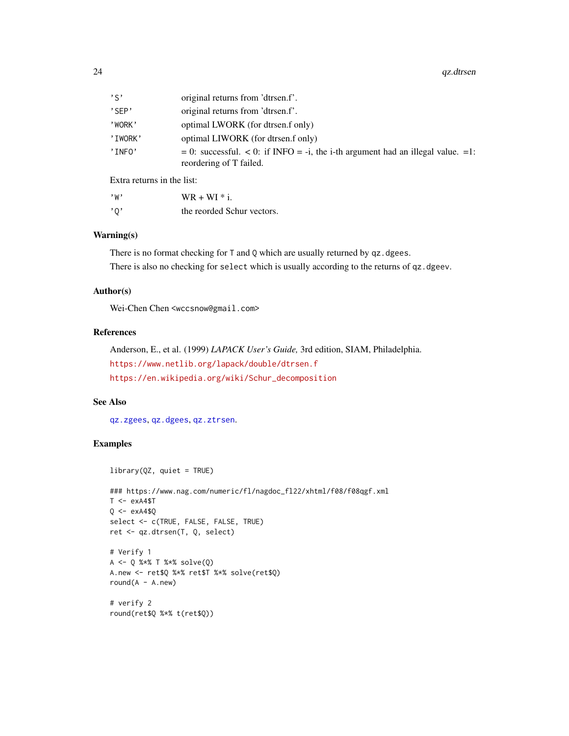| | |
|---|---|
| 'S' | original returns from 'dtrsen.f'. |
| 'SEP' | original returns from 'dtrsen.f'. |
| 'WORK' | optimal LWORK (for dtrsen.f only) |
| 'IWORK' | optimal LIWORK (for dtrsen.f only) |
| 'INFO' | = 0: successful. < 0: if INFO = -i, the i-th argument had an illegal value. =1: reordering of T failed. |

Extra returns in the list:

| | |
|---|---|
| 'W' | WR + WI * i. |
| 'Q' | the reorded Schur vectors. |

### Warning(s)

There is no format checking for `T` and `Q` which are usually returned by `qz.dgees`.

There is also no checking for `select` which is usually according to the returns of `qz.dgeev`.

### Author(s)

Wei-Chen Chen <wccsnow@gmail.com>

### References

Anderson, E., et al. (1999) *LAPACK User's Guide,* 3rd edition, SIAM, Philadelphia.

https://www.netlib.org/lapack/double/dtrsen.f

https://en.wikipedia.org/wiki/Schur_decomposition

### See Also

`qz.zgees`, `qz.dgees`, `qz.ztrsen`.

### Examples

```
library(QZ, quiet = TRUE)

### https://www.nag.com/numeric/fl/nagdoc_fl22/xhtml/f08/f08qgf.xml
T <- exA4$T
Q <- exA4$Q
select <- c(TRUE, FALSE, FALSE, TRUE)
ret <- qz.dtrsen(T, Q, select)

# Verify 1
A <- Q %*% T %*% solve(Q)
A.new <- ret$Q %*% ret$T %*% solve(ret$Q)
round(A - A.new)

# verify 2
round(ret$Q %*% t(ret$Q))
```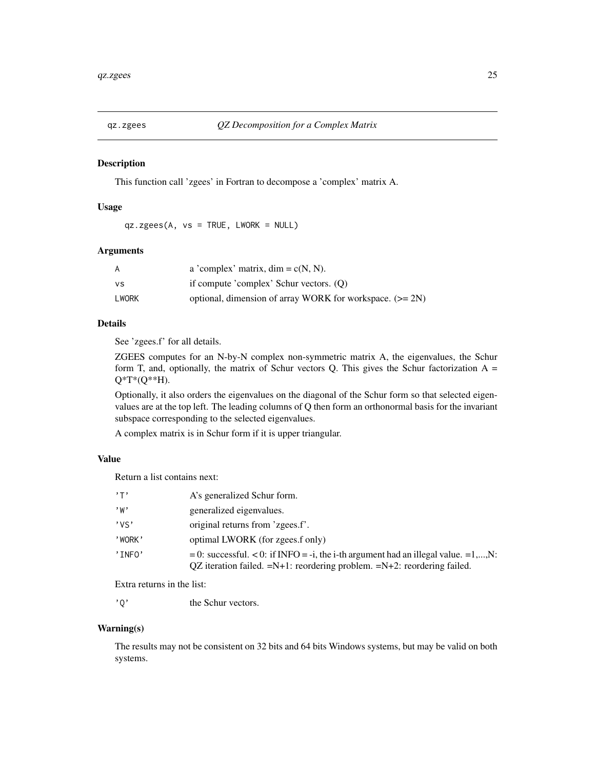## qz.zgees — *QZ Decomposition for a Complex Matrix*

### Description

This function call 'zgees' in Fortran to decompose a 'complex' matrix A.

### Usage

```
qz.zgees(A, vs = TRUE, LWORK = NULL)
```

### Arguments

| | |
|---|---|
| A | a 'complex' matrix, dim = c(N, N). |
| vs | if compute 'complex' Schur vectors. (Q) |
| LWORK | optional, dimension of array WORK for workspace. (>= 2N) |

### Details

See 'zgees.f' for all details.

ZGEES computes for an N-by-N complex non-symmetric matrix A, the eigenvalues, the Schur form T, and, optionally, the matrix of Schur vectors Q. This gives the Schur factorization A = Q*T*(Q**H).

Optionally, it also orders the eigenvalues on the diagonal of the Schur form so that selected eigenvalues are at the top left. The leading columns of Q then form an orthonormal basis for the invariant subspace corresponding to the selected eigenvalues.

A complex matrix is in Schur form if it is upper triangular.

### Value

Return a list contains next:

| | |
|---|---|
| 'T' | A's generalized Schur form. |
| 'W' | generalized eigenvalues. |
| 'VS' | original returns from 'zgees.f'. |
| 'WORK' | optimal LWORK (for zgees.f only) |
| 'INFO' | = 0: successful. < 0: if INFO = -i, the i-th argument had an illegal value. =1,...,N: QZ iteration failed. =N+1: reordering problem. =N+2: reordering failed. |

Extra returns in the list:

| | |
|---|---|
| 'Q' | the Schur vectors. |

### Warning(s)

The results may not be consistent on 32 bits and 64 bits Windows systems, but may be valid on both systems.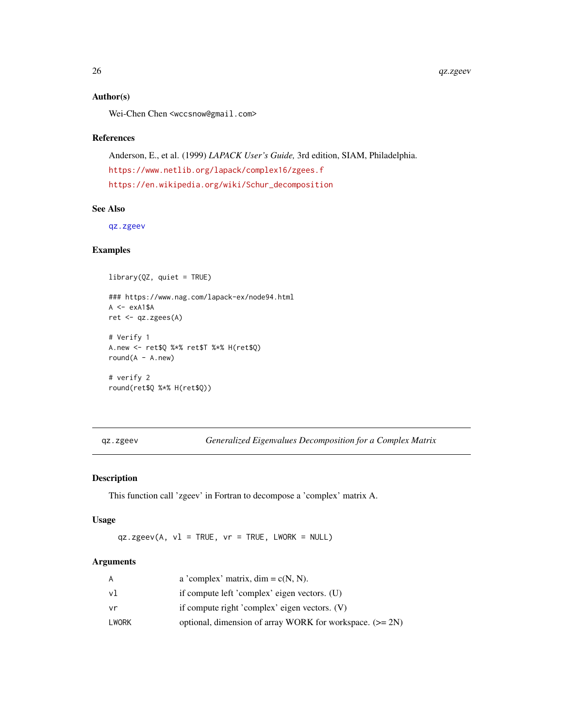### Author(s)

Wei-Chen Chen <wccsnow@gmail.com>

### References

Anderson, E., et al. (1999) *LAPACK User's Guide,* 3rd edition, SIAM, Philadelphia.

https://www.netlib.org/lapack/complex16/zgees.f

https://en.wikipedia.org/wiki/Schur_decomposition

### See Also

qz.zgeev

### Examples

```
library(QZ, quiet = TRUE)

### https://www.nag.com/lapack-ex/node94.html
A <- exA1$A
ret <- qz.zgees(A)

# Verify 1
A.new <- ret$Q %*% ret$T %*% H(ret$Q)
round(A - A.new)

# verify 2
round(ret$Q %*% H(ret$Q))
```

---

## qz.zgeev — *Generalized Eigenvalues Decomposition for a Complex Matrix*

### Description

This function call 'zgeev' in Fortran to decompose a 'complex' matrix A.

### Usage

```
qz.zgeev(A, vl = TRUE, vr = TRUE, LWORK = NULL)
```

### Arguments

| | |
|---|---|
| A | a 'complex' matrix, dim = c(N, N). |
| vl | if compute left 'complex' eigen vectors. (U) |
| vr | if compute right 'complex' eigen vectors. (V) |
| LWORK | optional, dimension of array WORK for workspace. (>= 2N) |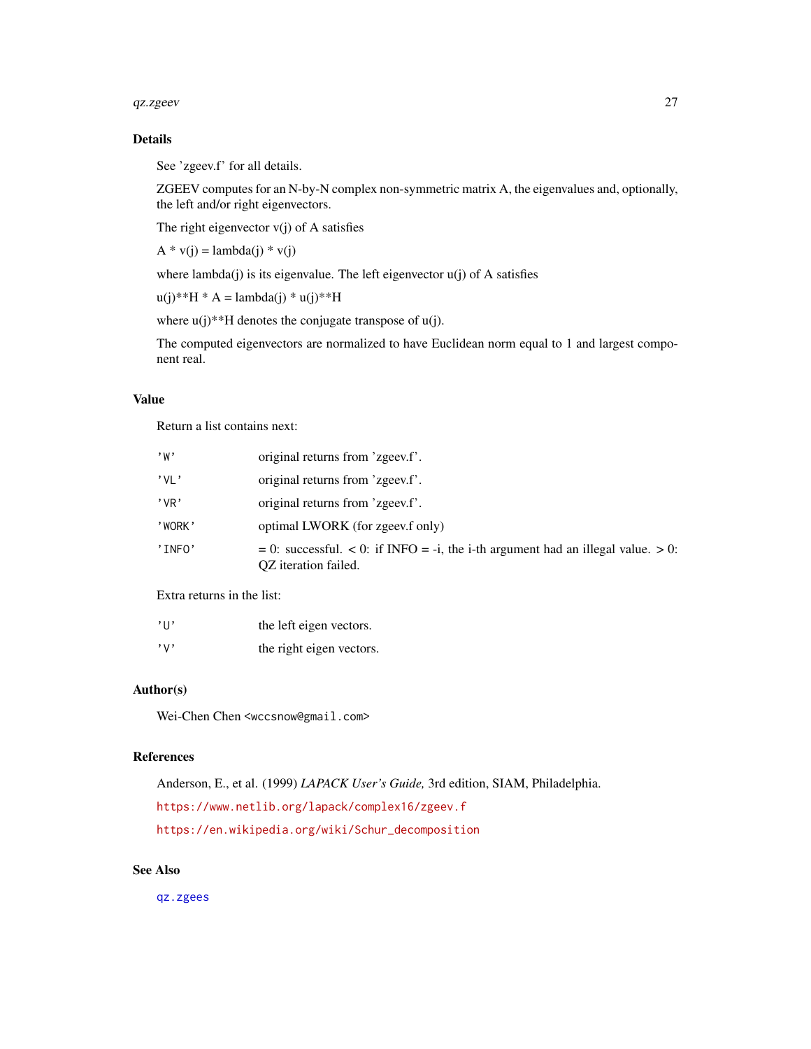## Details

See 'zgeev.f' for all details.

ZGEEV computes for an N-by-N complex non-symmetric matrix A, the eigenvalues and, optionally, the left and/or right eigenvectors.

The right eigenvector v(j) of A satisfies

A * v(j) = lambda(j) * v(j)

where lambda(j) is its eigenvalue. The left eigenvector u(j) of A satisfies

u(j)**H * A = lambda(j) * u(j)**H

where u(j)**H denotes the conjugate transpose of u(j).

The computed eigenvectors are normalized to have Euclidean norm equal to 1 and largest component real.

## Value

Return a list contains next:

| | |
|---|---|
| 'W' | original returns from 'zgeev.f'. |
| 'VL' | original returns from 'zgeev.f'. |
| 'VR' | original returns from 'zgeev.f'. |
| 'WORK' | optimal LWORK (for zgeev.f only) |
| 'INFO' | = 0: successful. < 0: if INFO = -i, the i-th argument had an illegal value. > 0: QZ iteration failed. |

Extra returns in the list:

| | |
|---|---|
| 'U' | the left eigen vectors. |
| 'V' | the right eigen vectors. |

## Author(s)

Wei-Chen Chen <wccsnow@gmail.com>

## References

Anderson, E., et al. (1999) *LAPACK User's Guide,* 3rd edition, SIAM, Philadelphia.

https://www.netlib.org/lapack/complex16/zgeev.f

https://en.wikipedia.org/wiki/Schur_decomposition

## See Also

qz.zgees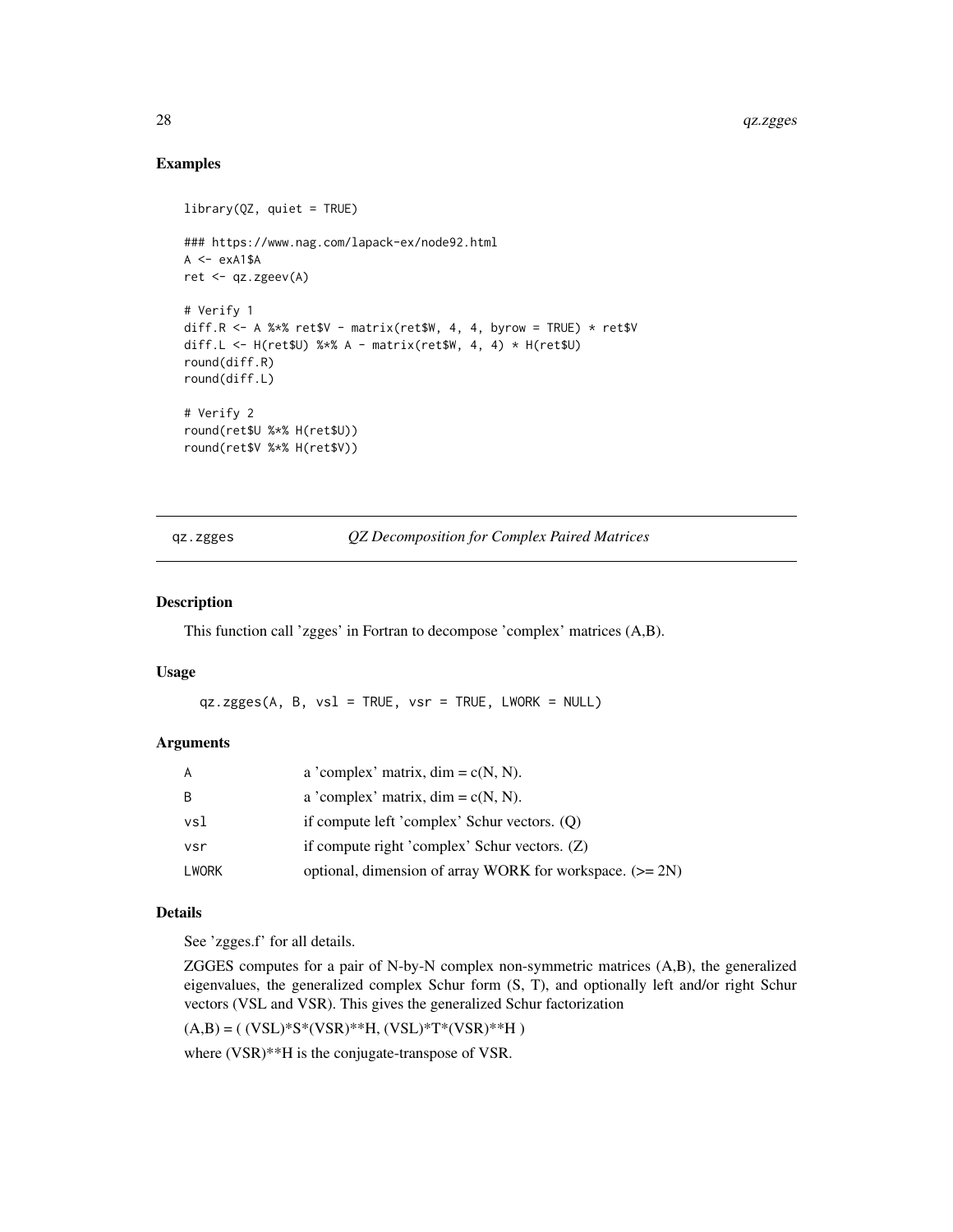## Examples

```
library(QZ, quiet = TRUE)

### https://www.nag.com/lapack-ex/node92.html
A <- exA1$A
ret <- qz.zgeev(A)

# Verify 1
diff.R <- A %*% ret$V - matrix(ret$W, 4, 4, byrow = TRUE) * ret$V
diff.L <- H(ret$U) %*% A - matrix(ret$W, 4, 4) * H(ret$U)
round(diff.R)
round(diff.L)

# Verify 2
round(ret$U %*% H(ret$U))
round(ret$V %*% H(ret$V))
```

---

qz.zgges *QZ Decomposition for Complex Paired Matrices*

---

### Description

This function call 'zgges' in Fortran to decompose 'complex' matrices (A,B).

### Usage

```
qz.zgges(A, B, vsl = TRUE, vsr = TRUE, LWORK = NULL)
```

### Arguments

| | |
|---|---|
| A | a 'complex' matrix, dim = c(N, N). |
| B | a 'complex' matrix, dim = c(N, N). |
| vsl | if compute left 'complex' Schur vectors. (Q) |
| vsr | if compute right 'complex' Schur vectors. (Z) |
| LWORK | optional, dimension of array WORK for workspace. (>= 2N) |

### Details

See 'zgges.f' for all details.

ZGGES computes for a pair of N-by-N complex non-symmetric matrices (A,B), the generalized eigenvalues, the generalized complex Schur form (S, T), and optionally left and/or right Schur vectors (VSL and VSR). This gives the generalized Schur factorization

(A,B) = ( (VSL)*S*(VSR)**H, (VSL)*T*(VSR)**H )

where (VSR)**H is the conjugate-transpose of VSR.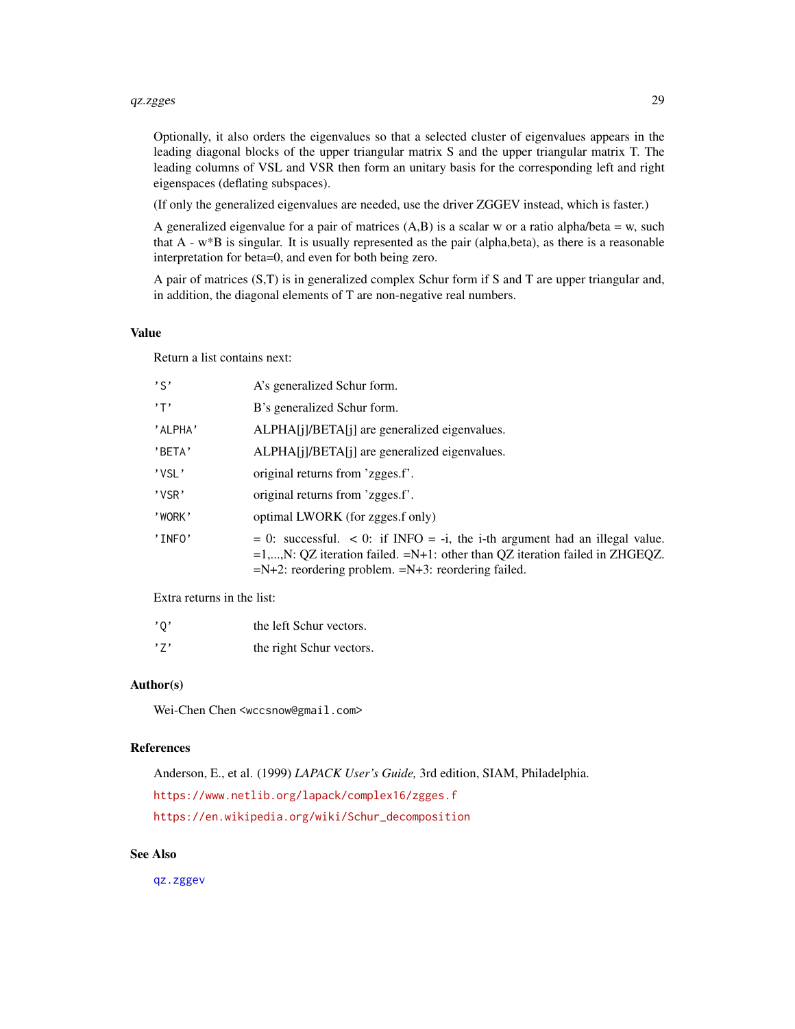Optionally, it also orders the eigenvalues so that a selected cluster of eigenvalues appears in the leading diagonal blocks of the upper triangular matrix S and the upper triangular matrix T. The leading columns of VSL and VSR then form an unitary basis for the corresponding left and right eigenspaces (deflating subspaces).

(If only the generalized eigenvalues are needed, use the driver ZGGEV instead, which is faster.)

A generalized eigenvalue for a pair of matrices (A,B) is a scalar w or a ratio alpha/beta = w, such that A - w*B is singular. It is usually represented as the pair (alpha,beta), as there is a reasonable interpretation for beta=0, and even for both being zero.

A pair of matrices (S,T) is in generalized complex Schur form if S and T are upper triangular and, in addition, the diagonal elements of T are non-negative real numbers.

## Value

Return a list contains next:

| | |
|---|---|
| 'S' | A's generalized Schur form. |
| 'T' | B's generalized Schur form. |
| 'ALPHA' | ALPHA[j]/BETA[j] are generalized eigenvalues. |
| 'BETA' | ALPHA[j]/BETA[j] are generalized eigenvalues. |
| 'VSL' | original returns from 'zgges.f'. |
| 'VSR' | original returns from 'zgges.f'. |
| 'WORK' | optimal LWORK (for zgges.f only) |
| 'INFO' | = 0: successful. < 0: if INFO = -i, the i-th argument had an illegal value. =1,...,N: QZ iteration failed. =N+1: other than QZ iteration failed in ZHGEQZ. =N+2: reordering problem. =N+3: reordering failed. |

Extra returns in the list:

| | |
|---|---|
| 'Q' | the left Schur vectors. |
| 'Z' | the right Schur vectors. |

## Author(s)

Wei-Chen Chen <wccsnow@gmail.com>

## References

Anderson, E., et al. (1999) *LAPACK User's Guide,* 3rd edition, SIAM, Philadelphia.

https://www.netlib.org/lapack/complex16/zgges.f

https://en.wikipedia.org/wiki/Schur_decomposition

## See Also

qz.zggev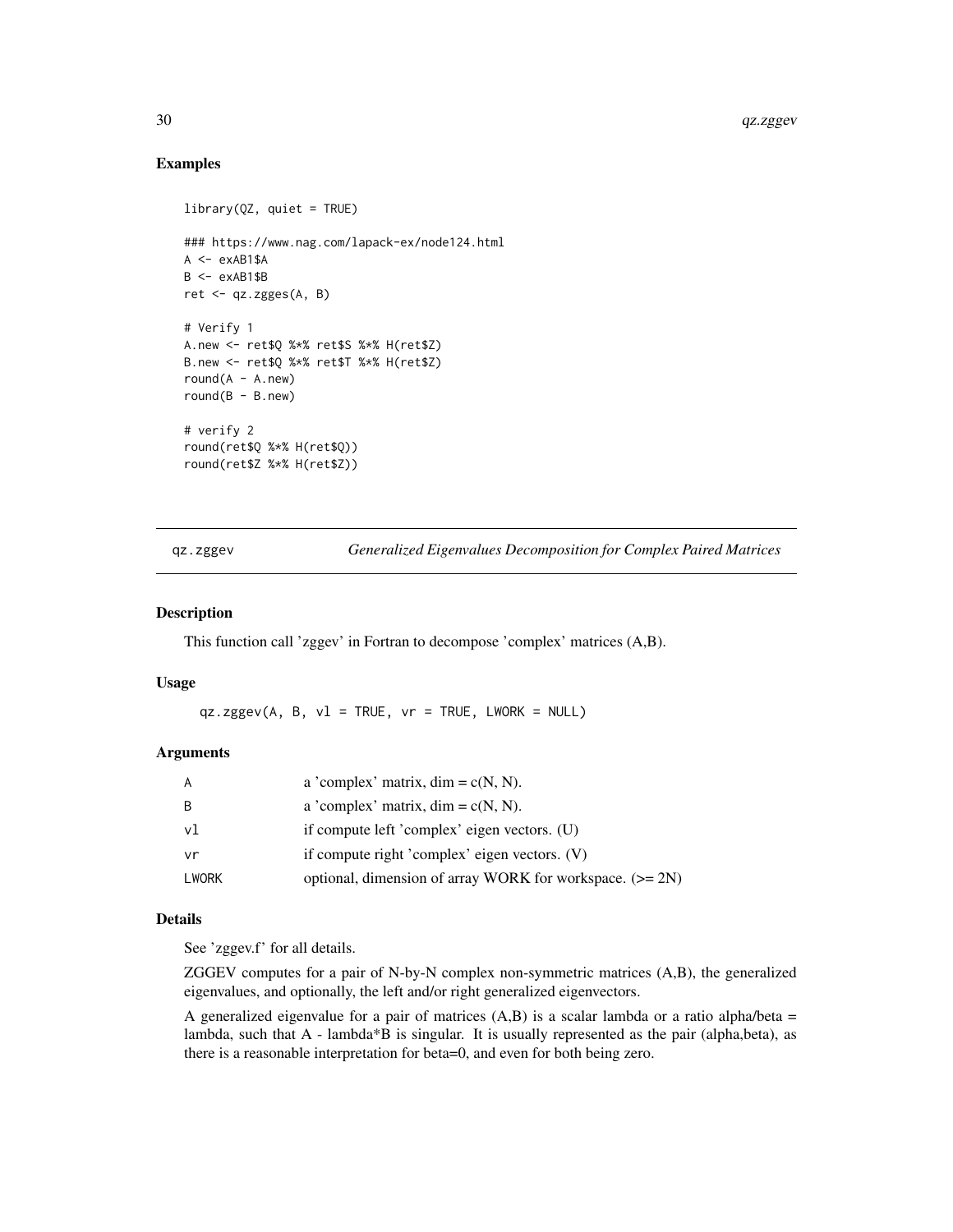## Examples

```
library(QZ, quiet = TRUE)

### https://www.nag.com/lapack-ex/node124.html
A <- exAB1$A
B <- exAB1$B
ret <- qz.zgges(A, B)

# Verify 1
A.new <- ret$Q %*% ret$S %*% H(ret$Z)
B.new <- ret$Q %*% ret$T %*% H(ret$Z)
round(A - A.new)
round(B - B.new)

# verify 2
round(ret$Q %*% H(ret$Q))
round(ret$Z %*% H(ret$Z))
```

---

# qz.zggev — *Generalized Eigenvalues Decomposition for Complex Paired Matrices*

## Description

This function call 'zggev' in Fortran to decompose 'complex' matrices (A,B).

## Usage

```
qz.zggev(A, B, vl = TRUE, vr = TRUE, LWORK = NULL)
```

## Arguments

| | |
|---|---|
| A | a 'complex' matrix, dim = c(N, N). |
| B | a 'complex' matrix, dim = c(N, N). |
| vl | if compute left 'complex' eigen vectors. (U) |
| vr | if compute right 'complex' eigen vectors. (V) |
| LWORK | optional, dimension of array WORK for workspace. (>= 2N) |

## Details

See 'zggev.f' for all details.

ZGGEV computes for a pair of N-by-N complex non-symmetric matrices (A,B), the generalized eigenvalues, and optionally, the left and/or right generalized eigenvectors.

A generalized eigenvalue for a pair of matrices (A,B) is a scalar lambda or a ratio alpha/beta = lambda, such that A - lambda*B is singular. It is usually represented as the pair (alpha,beta), as there is a reasonable interpretation for beta=0, and even for both being zero.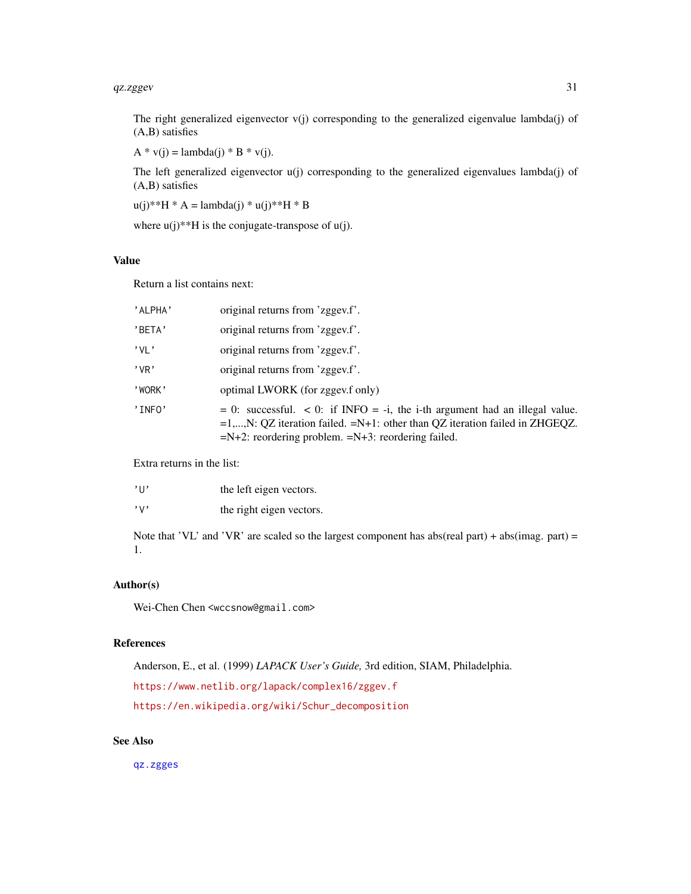The right generalized eigenvector v(j) corresponding to the generalized eigenvalue lambda(j) of (A,B) satisfies

A * v(j) = lambda(j) * B * v(j).

The left generalized eigenvector u(j) corresponding to the generalized eigenvalues lambda(j) of (A,B) satisfies

u(j)**H * A = lambda(j) * u(j)**H * B

where u(j)**H is the conjugate-transpose of u(j).

## Value

Return a list contains next:

| | |
|---|---|
| 'ALPHA' | original returns from 'zggev.f'. |
| 'BETA' | original returns from 'zggev.f'. |
| 'VL' | original returns from 'zggev.f'. |
| 'VR' | original returns from 'zggev.f'. |
| 'WORK' | optimal LWORK (for zggev.f only) |
| 'INFO' | = 0: successful. < 0: if INFO = -i, the i-th argument had an illegal value. =1,...,N: QZ iteration failed. =N+1: other than QZ iteration failed in ZHGEQZ. =N+2: reordering problem. =N+3: reordering failed. |

Extra returns in the list:

| | |
|---|---|
| 'U' | the left eigen vectors. |
| 'V' | the right eigen vectors. |

Note that 'VL' and 'VR' are scaled so the largest component has abs(real part) + abs(imag. part) = 1.

## Author(s)

Wei-Chen Chen <wccsnow@gmail.com>

## References

Anderson, E., et al. (1999) *LAPACK User's Guide,* 3rd edition, SIAM, Philadelphia.

https://www.netlib.org/lapack/complex16/zggev.f

https://en.wikipedia.org/wiki/Schur_decomposition

## See Also

qz.zgges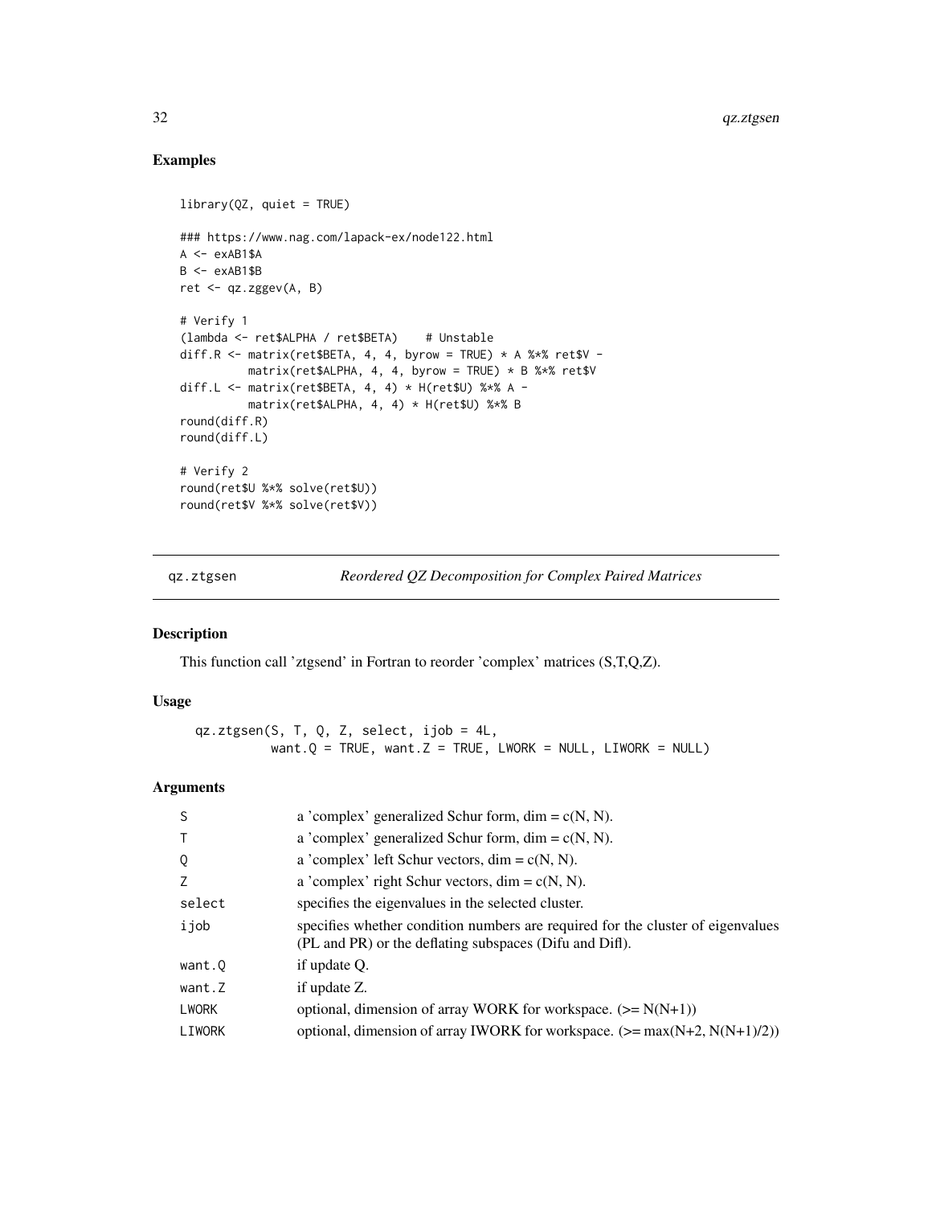## Examples

```
library(QZ, quiet = TRUE)

### https://www.nag.com/lapack-ex/node122.html
A <- exAB1$A
B <- exAB1$B
ret <- qz.zggev(A, B)

# Verify 1
(lambda <- ret$ALPHA / ret$BETA)    # Unstable
diff.R <- matrix(ret$BETA, 4, 4, byrow = TRUE) * A %*% ret$V -
          matrix(ret$ALPHA, 4, 4, byrow = TRUE) * B %*% ret$V
diff.L <- matrix(ret$BETA, 4, 4) * H(ret$U) %*% A -
          matrix(ret$ALPHA, 4, 4) * H(ret$U) %*% B
round(diff.R)
round(diff.L)

# Verify 2
round(ret$U %*% solve(ret$U))
round(ret$V %*% solve(ret$V))
```

---

# qz.ztgsen    *Reordered QZ Decomposition for Complex Paired Matrices*

---

## Description

This function call 'ztgsend' in Fortran to reorder 'complex' matrices (S,T,Q,Z).

## Usage

```
qz.ztgsen(S, T, Q, Z, select, ijob = 4L,
          want.Q = TRUE, want.Z = TRUE, LWORK = NULL, LIWORK = NULL)
```

## Arguments

| | |
|---|---|
| S | a 'complex' generalized Schur form, dim = c(N, N). |
| T | a 'complex' generalized Schur form, dim = c(N, N). |
| Q | a 'complex' left Schur vectors, dim = c(N, N). |
| Z | a 'complex' right Schur vectors, dim = c(N, N). |
| select | specifies the eigenvalues in the selected cluster. |
| ijob | specifies whether condition numbers are required for the cluster of eigenvalues (PL and PR) or the deflating subspaces (Difu and Difl). |
| want.Q | if update Q. |
| want.Z | if update Z. |
| LWORK | optional, dimension of array WORK for workspace. (>= N(N+1)) |
| LIWORK | optional, dimension of array IWORK for workspace. (>= max(N+2, N(N+1)/2)) |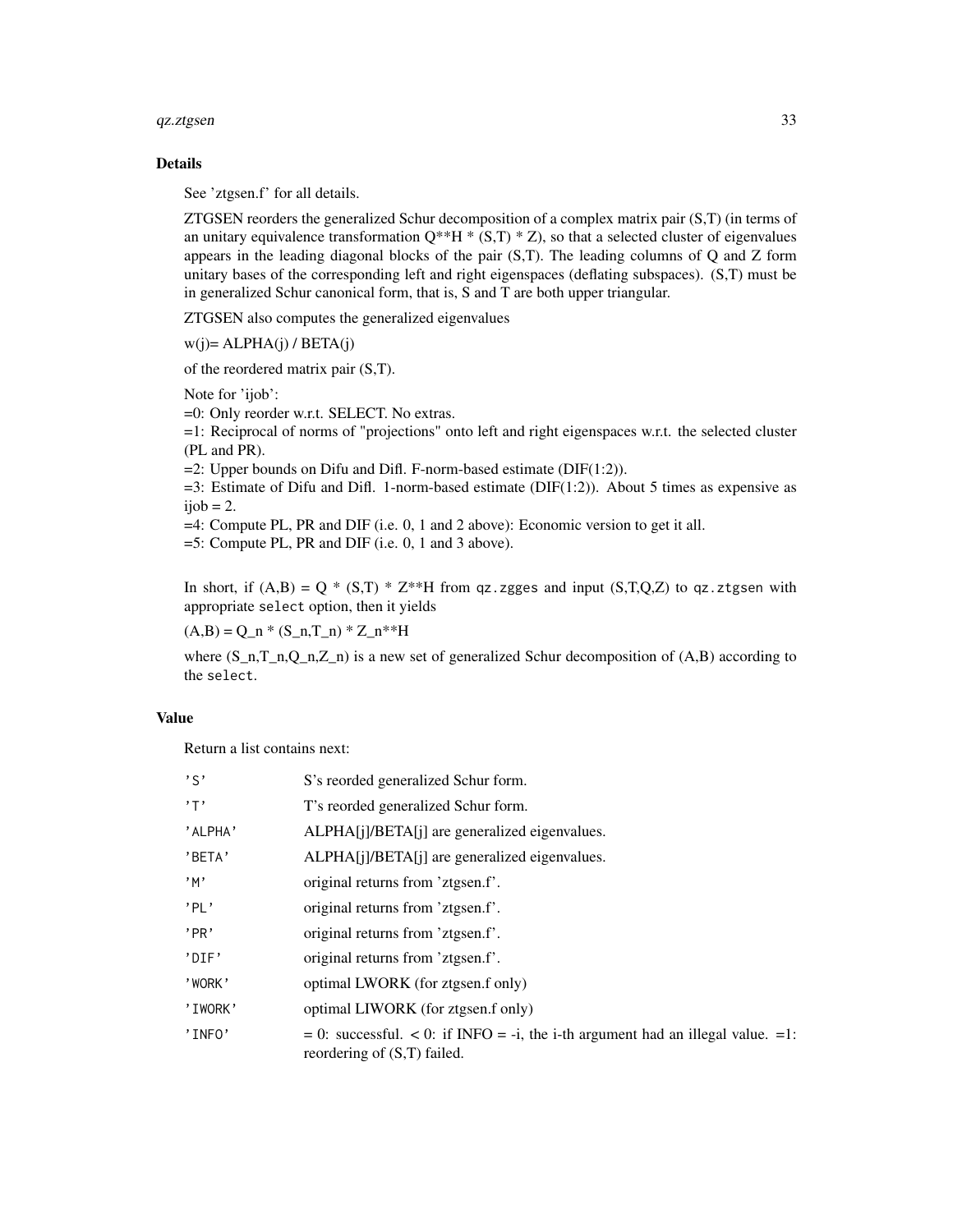## Details

See 'ztgsen.f' for all details.

ZTGSEN reorders the generalized Schur decomposition of a complex matrix pair (S,T) (in terms of an unitary equivalence transformation Q**H * (S,T) * Z), so that a selected cluster of eigenvalues appears in the leading diagonal blocks of the pair (S,T). The leading columns of Q and Z form unitary bases of the corresponding left and right eigenspaces (deflating subspaces). (S,T) must be in generalized Schur canonical form, that is, S and T are both upper triangular.

ZTGSEN also computes the generalized eigenvalues

w(j)= ALPHA(j) / BETA(j)

of the reordered matrix pair (S,T).

Note for 'ijob':
=0: Only reorder w.r.t. SELECT. No extras.
=1: Reciprocal of norms of "projections" onto left and right eigenspaces w.r.t. the selected cluster (PL and PR).
=2: Upper bounds on Difu and Difl. F-norm-based estimate (DIF(1:2)).
=3: Estimate of Difu and Difl. 1-norm-based estimate (DIF(1:2)). About 5 times as expensive as ijob = 2.
=4: Compute PL, PR and DIF (i.e. 0, 1 and 2 above): Economic version to get it all.
=5: Compute PL, PR and DIF (i.e. 0, 1 and 3 above).

In short, if (A,B) = Q * (S,T) * Z**H from `qz.zgges` and input (S,T,Q,Z) to `qz.ztgsen` with appropriate `select` option, then it yields

(A,B) = Q_n * (S_n,T_n) * Z_n**H

where (S_n,T_n,Q_n,Z_n) is a new set of generalized Schur decomposition of (A,B) according to the `select`.

## Value

Return a list contains next:

| | |
|---|---|
| 'S' | S's reorded generalized Schur form. |
| 'T' | T's reorded generalized Schur form. |
| 'ALPHA' | ALPHA[j]/BETA[j] are generalized eigenvalues. |
| 'BETA' | ALPHA[j]/BETA[j] are generalized eigenvalues. |
| 'M' | original returns from 'ztgsen.f'. |
| 'PL' | original returns from 'ztgsen.f'. |
| 'PR' | original returns from 'ztgsen.f'. |
| 'DIF' | original returns from 'ztgsen.f'. |
| 'WORK' | optimal LWORK (for ztgsen.f only) |
| 'IWORK' | optimal LIWORK (for ztgsen.f only) |
| 'INFO' | = 0: successful. < 0: if INFO = -i, the i-th argument had an illegal value. =1: reordering of (S,T) failed. |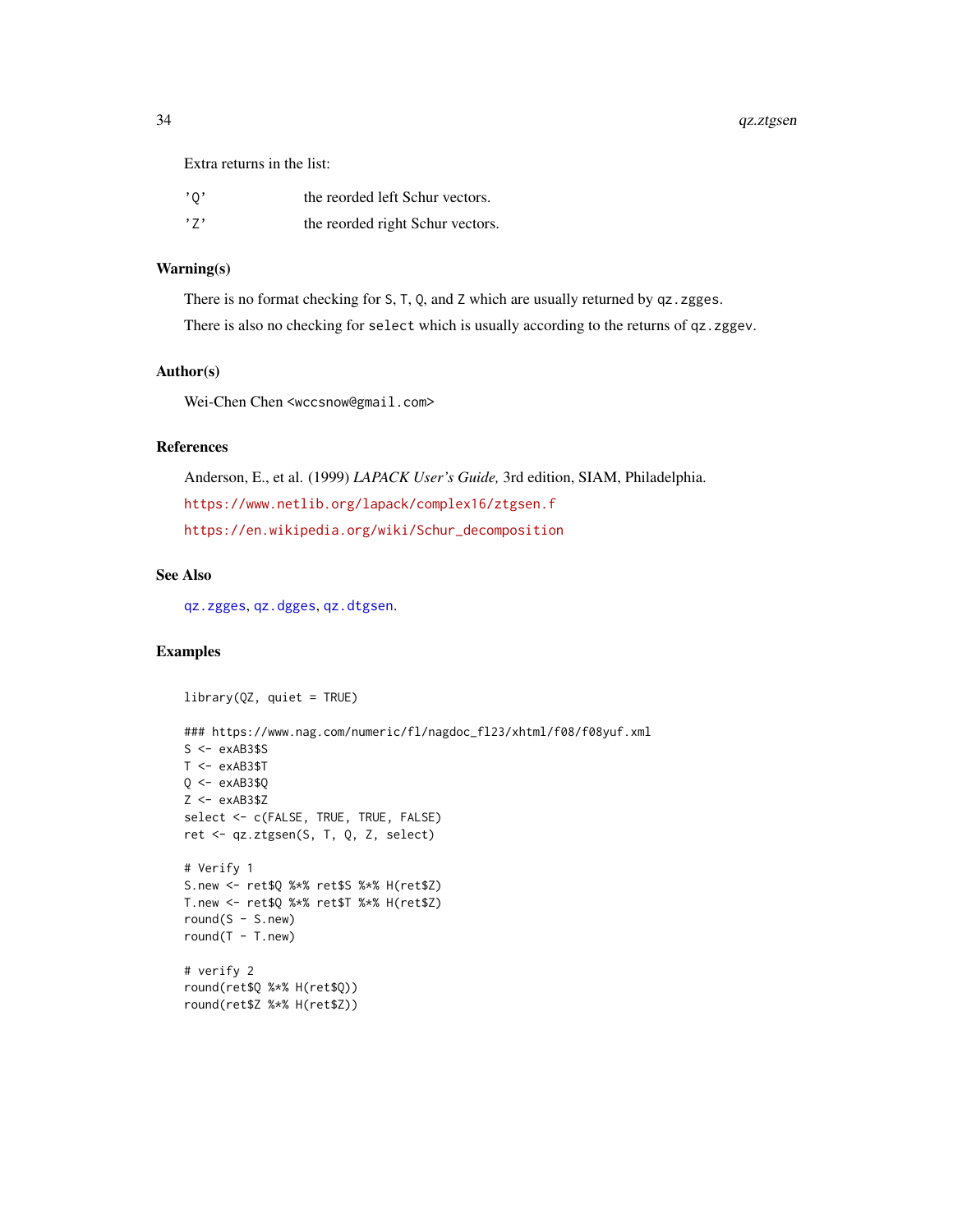Extra returns in the list:

| | |
|---|---|
| 'Q' | the reorded left Schur vectors. |
| 'Z' | the reorded right Schur vectors. |

## Warning(s)

There is no format checking for `S`, `T`, `Q`, and `Z` which are usually returned by `qz.zgges`.

There is also no checking for `select` which is usually according to the returns of `qz.zggev`.

## Author(s)

Wei-Chen Chen <wccsnow@gmail.com>

## References

Anderson, E., et al. (1999) *LAPACK User's Guide,* 3rd edition, SIAM, Philadelphia.

https://www.netlib.org/lapack/complex16/ztgsen.f

https://en.wikipedia.org/wiki/Schur_decomposition

## See Also

`qz.zgges`, `qz.dgges`, `qz.dtgsen`.

## Examples

```
library(QZ, quiet = TRUE)

### https://www.nag.com/numeric/fl/nagdoc_fl23/xhtml/f08/f08yuf.xml
S <- exAB3$S
T <- exAB3$T
Q <- exAB3$Q
Z <- exAB3$Z
select <- c(FALSE, TRUE, TRUE, FALSE)
ret <- qz.ztgsen(S, T, Q, Z, select)

# Verify 1
S.new <- ret$Q %*% ret$S %*% H(ret$Z)
T.new <- ret$Q %*% ret$T %*% H(ret$Z)
round(S - S.new)
round(T - T.new)

# verify 2
round(ret$Q %*% H(ret$Q))
round(ret$Z %*% H(ret$Z))
```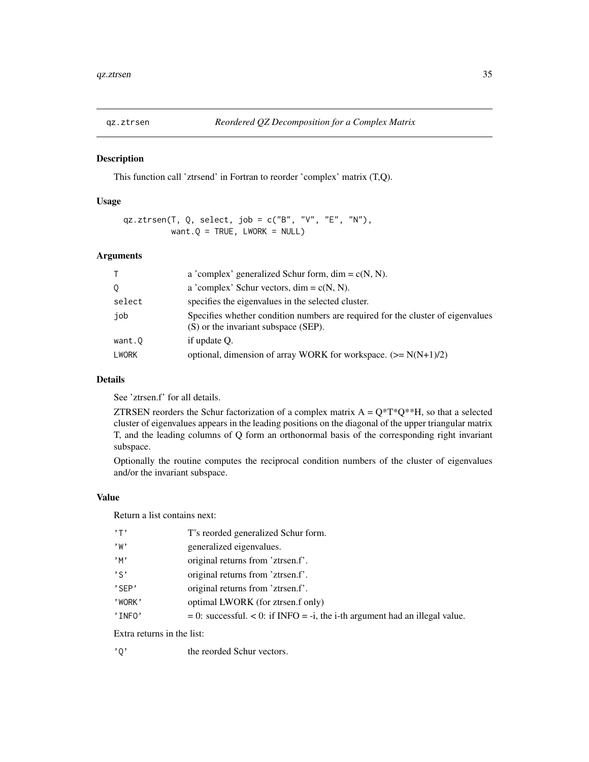qz.ztrsen — *Reordered QZ Decomposition for a Complex Matrix*

## Description

This function call 'ztrsend' in Fortran to reorder 'complex' matrix (T,Q).

## Usage

```
qz.ztrsen(T, Q, select, job = c("B", "V", "E", "N"),
          want.Q = TRUE, LWORK = NULL)
```

## Arguments

| | |
|---|---|
| T | a 'complex' generalized Schur form, dim = c(N, N). |
| Q | a 'complex' Schur vectors, dim = c(N, N). |
| select | specifies the eigenvalues in the selected cluster. |
| job | Specifies whether condition numbers are required for the cluster of eigenvalues (S) or the invariant subspace (SEP). |
| want.Q | if update Q. |
| LWORK | optional, dimension of array WORK for workspace. (>= N(N+1)/2) |

## Details

See 'ztrsen.f' for all details.

ZTRSEN reorders the Schur factorization of a complex matrix A = Q*T*Q**H, so that a selected cluster of eigenvalues appears in the leading positions on the diagonal of the upper triangular matrix T, and the leading columns of Q form an orthonormal basis of the corresponding right invariant subspace.

Optionally the routine computes the reciprocal condition numbers of the cluster of eigenvalues and/or the invariant subspace.

## Value

Return a list contains next:

| | |
|---|---|
| 'T' | T's reorded generalized Schur form. |
| 'W' | generalized eigenvalues. |
| 'M' | original returns from 'ztrsen.f'. |
| 'S' | original returns from 'ztrsen.f'. |
| 'SEP' | original returns from 'ztrsen.f'. |
| 'WORK' | optimal LWORK (for ztrsen.f only) |
| 'INFO' | = 0: successful. < 0: if INFO = -i, the i-th argument had an illegal value. |

Extra returns in the list:

| | |
|---|---|
| 'Q' | the reorded Schur vectors. |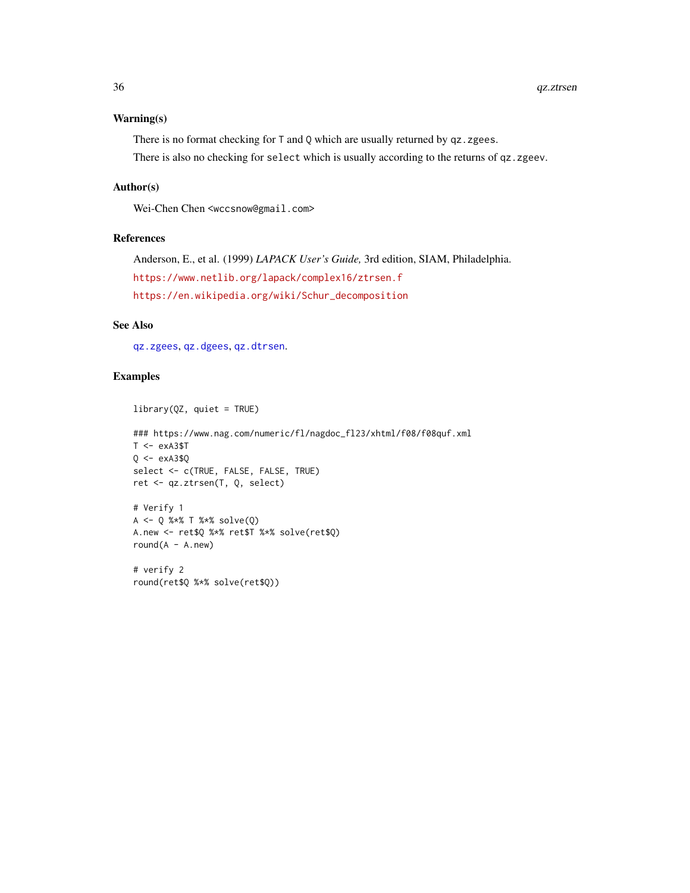### Warning(s)

There is no format checking for `T` and `Q` which are usually returned by `qz.zgees`.

There is also no checking for `select` which is usually according to the returns of `qz.zgeev`.

### Author(s)

Wei-Chen Chen <wccsnow@gmail.com>

### References

Anderson, E., et al. (1999) *LAPACK User's Guide,* 3rd edition, SIAM, Philadelphia.

https://www.netlib.org/lapack/complex16/ztrsen.f

https://en.wikipedia.org/wiki/Schur_decomposition

### See Also

`qz.zgees`, `qz.dgees`, `qz.dtrsen`.

### Examples

```
library(QZ, quiet = TRUE)

### https://www.nag.com/numeric/fl/nagdoc_fl23/xhtml/f08/f08quf.xml
T <- exA3$T
Q <- exA3$Q
select <- c(TRUE, FALSE, FALSE, TRUE)
ret <- qz.ztrsen(T, Q, select)

# Verify 1
A <- Q %*% T %*% solve(Q)
A.new <- ret$Q %*% ret$T %*% solve(ret$Q)
round(A - A.new)

# verify 2
round(ret$Q %*% solve(ret$Q))
```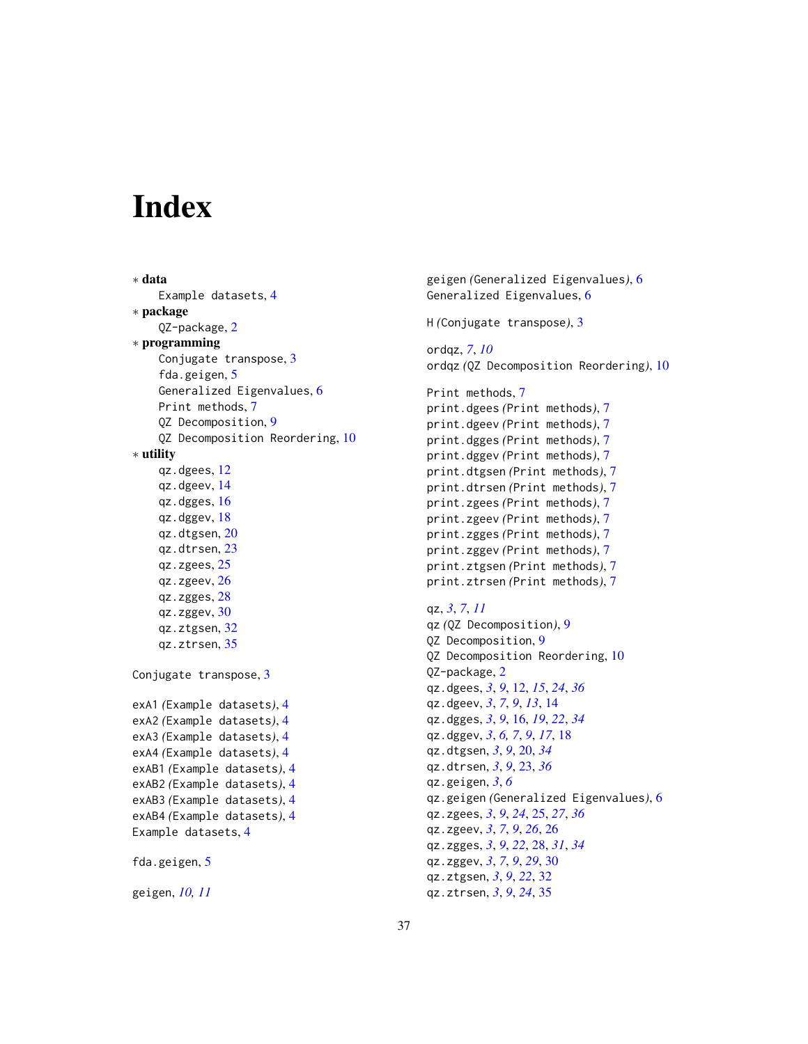# Index

∗ **data**
  Example datasets, 4
∗ **package**
  QZ-package, 2
∗ **programming**
  Conjugate transpose, 3
  fda.geigen, 5
  Generalized Eigenvalues, 6
  Print methods, 7
  QZ Decomposition, 9
  QZ Decomposition Reordering, 10
∗ **utility**
  qz.dgees, 12
  qz.dgeev, 14
  qz.dgges, 16
  qz.dggev, 18
  qz.dtgsen, 20
  qz.dtrsen, 23
  qz.zgees, 25
  qz.zgeev, 26
  qz.zgges, 28
  qz.zggev, 30
  qz.ztgsen, 32
  qz.ztrsen, 35

Conjugate transpose, 3

exA1 *(Example datasets)*, 4
exA2 *(Example datasets)*, 4
exA3 *(Example datasets)*, 4
exA4 *(Example datasets)*, 4
exAB1 *(Example datasets)*, 4
exAB2 *(Example datasets)*, 4
exAB3 *(Example datasets)*, 4
exAB4 *(Example datasets)*, 4
Example datasets, 4

fda.geigen, 5

geigen, *10, 11*
geigen *(Generalized Eigenvalues)*, 6
Generalized Eigenvalues, 6

H *(Conjugate transpose)*, 3

ordqz, *7*, *10*
ordqz *(QZ Decomposition Reordering)*, 10

Print methods, 7
print.dgees *(Print methods)*, 7
print.dgeev *(Print methods)*, 7
print.dgges *(Print methods)*, 7
print.dggev *(Print methods)*, 7
print.dtgsen *(Print methods)*, 7
print.dtrsen *(Print methods)*, 7
print.zgees *(Print methods)*, 7
print.zgeev *(Print methods)*, 7
print.zgges *(Print methods)*, 7
print.zggev *(Print methods)*, 7
print.ztgsen *(Print methods)*, 7
print.ztrsen *(Print methods)*, 7

qz, *3*, *7*, *11*
qz *(QZ Decomposition)*, 9
QZ Decomposition, 9
QZ Decomposition Reordering, 10
QZ-package, 2
qz.dgees, *3*, *9*, 12, *15*, *24*, *36*
qz.dgeev, *3*, *7*, *9*, *13*, 14
qz.dgges, *3*, *9*, 16, *19*, *22*, *34*
qz.dggev, *3*, *6, 7*, *9*, *17*, 18
qz.dtgsen, *3*, *9*, 20, *34*
qz.dtrsen, *3*, *9*, 23, *36*
qz.geigen, *3*, *6*
qz.geigen *(Generalized Eigenvalues)*, 6
qz.zgees, *3*, *9*, *24*, 25, *27*, *36*
qz.zgeev, *3*, *7*, *9*, *26*, 26
qz.zgges, *3*, *9*, *22*, 28, *31*, *34*
qz.zggev, *3*, *7*, *9*, *29*, 30
qz.ztgsen, *3*, *9*, *22*, 32
qz.ztrsen, *3*, *9*, *24*, 35